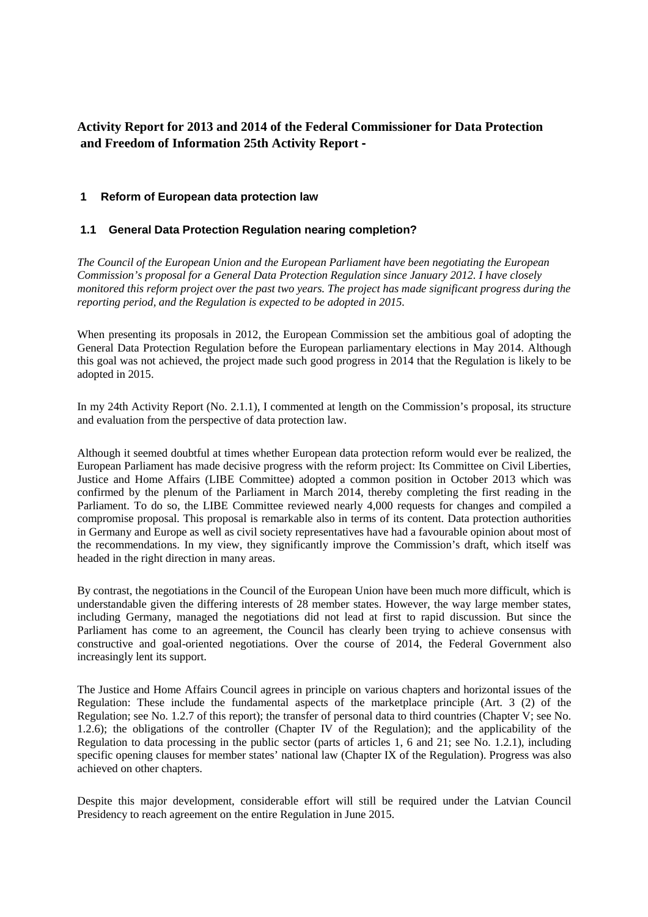# Activity Report for 2013 and 2014 of the Federal Commissioner for Data Protection and Freedom of Information 25th Activity Report -

## 1 Reform of European data protection law

### 1.1 General Data Protection Regulation nearing completion?

*The Council of the European Union and the European Parliament have been negotiating the European Commission's proposal for a General Data Protection Regulation since January 2012. I have closely monitored this reform project over the past two years. The project has made significant progress during the reporting period, and the Regulation is expected to be adopted in 2015.*

When presenting its proposals in 2012, the European Commission set the ambitious goal of adopting the General Data Protection Regulation before the European parliamentary elections in May 2014. Although this goal was not achieved, the project made such good progress in 2014 that the Regulation is likely to be adopted in 2015.

In my 24th Activity Report (No. 2.1.1), I commented at length on the Commission's proposal, its structure and evaluation from the perspective of data protection law.

Although it seemed doubtful at times whether European data protection reform would ever be realized, the European Parliament has made decisive progress with the reform project: Its Committee on Civil Liberties, Justice and Home Affairs (LIBE Committee) adopted a common position in October 2013 which was confirmed by the plenum of the Parliament in March 2014, thereby completing the first reading in the Parliament. To do so, the LIBE Committee reviewed nearly 4,000 requests for changes and compiled a compromise proposal. This proposal is remarkable also in terms of its content. Data protection authorities in Germany and Europe as well as civil society representatives have had a favourable opinion about most of the recommendations. In my view, they significantly improve the Commission's draft, which itself was headed in the right direction in many areas.

By contrast, the negotiations in the Council of the European Union have been much more difficult, which is understandable given the differing interests of 28 member states. However, the way large member states, including Germany, managed the negotiations did not lead at first to rapid discussion. But since the Parliament has come to an agreement, the Council has clearly been trying to achieve consensus with constructive and goal-oriented negotiations. Over the course of 2014, the Federal Government also increasingly lent its support.

The Justice and Home Affairs Council agrees in principle on various chapters and horizontal issues of the Regulation: These include the fundamental aspects of the marketplace principle (Art. 3 (2) of the Regulation; see No. 1.2.7 of this report); the transfer of personal data to third countries (Chapter V; see No. 1.2.6); the obligations of the controller (Chapter IV of the Regulation); and the applicability of the Regulation to data processing in the public sector (parts of articles 1, 6 and 21; see No. 1.2.1), including specific opening clauses for member states' national law (Chapter IX of the Regulation). Progress was also achieved on other chapters.

Despite this major development, considerable effort will still be required under the Latvian Council Presidency to reach agreement on the entire Regulation in June 2015.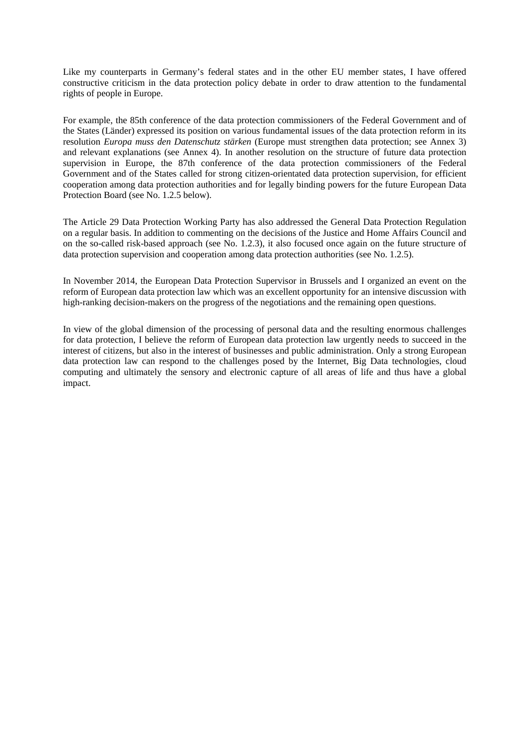Like my counterparts in Germany's federal states and in the other EU member states, I have offered constructive criticism in the data protection policy debate in order to draw attention to the fundamental rights of people in Europe.

For example, the 85th conference of the data protection commissioners of the Federal Government and of the States (Länder) expressed its position on various fundamental issues of the data protection reform in its resolution *Europa muss den Datenschutz stärken* (Europe must strengthen data protection; see Annex 3) and relevant explanations (see Annex 4). In another resolution on the structure of future data protection supervision in Europe, the 87th conference of the data protection commissioners of the Federal Government and of the States called for strong citizen-orientated data protection supervision, for efficient cooperation among data protection authorities and for legally binding powers for the future European Data Protection Board (see No. 1.2.5 below).

The Article 29 Data Protection Working Party has also addressed the General Data Protection Regulation on a regular basis. In addition to commenting on the decisions of the Justice and Home Affairs Council and on the so-called risk-based approach (see No. 1.2.3), it also focused once again on the future structure of data protection supervision and cooperation among data protection authorities (see No. 1.2.5).

In November 2014, the European Data Protection Supervisor in Brussels and I organized an event on the reform of European data protection law which was an excellent opportunity for an intensive discussion with high-ranking decision-makers on the progress of the negotiations and the remaining open questions.

In view of the global dimension of the processing of personal data and the resulting enormous challenges for data protection, I believe the reform of European data protection law urgently needs to succeed in the interest of citizens, but also in the interest of businesses and public administration. Only a strong European data protection law can respond to the challenges posed by the Internet, Big Data technologies, cloud computing and ultimately the sensory and electronic capture of all areas of life and thus have a global impact.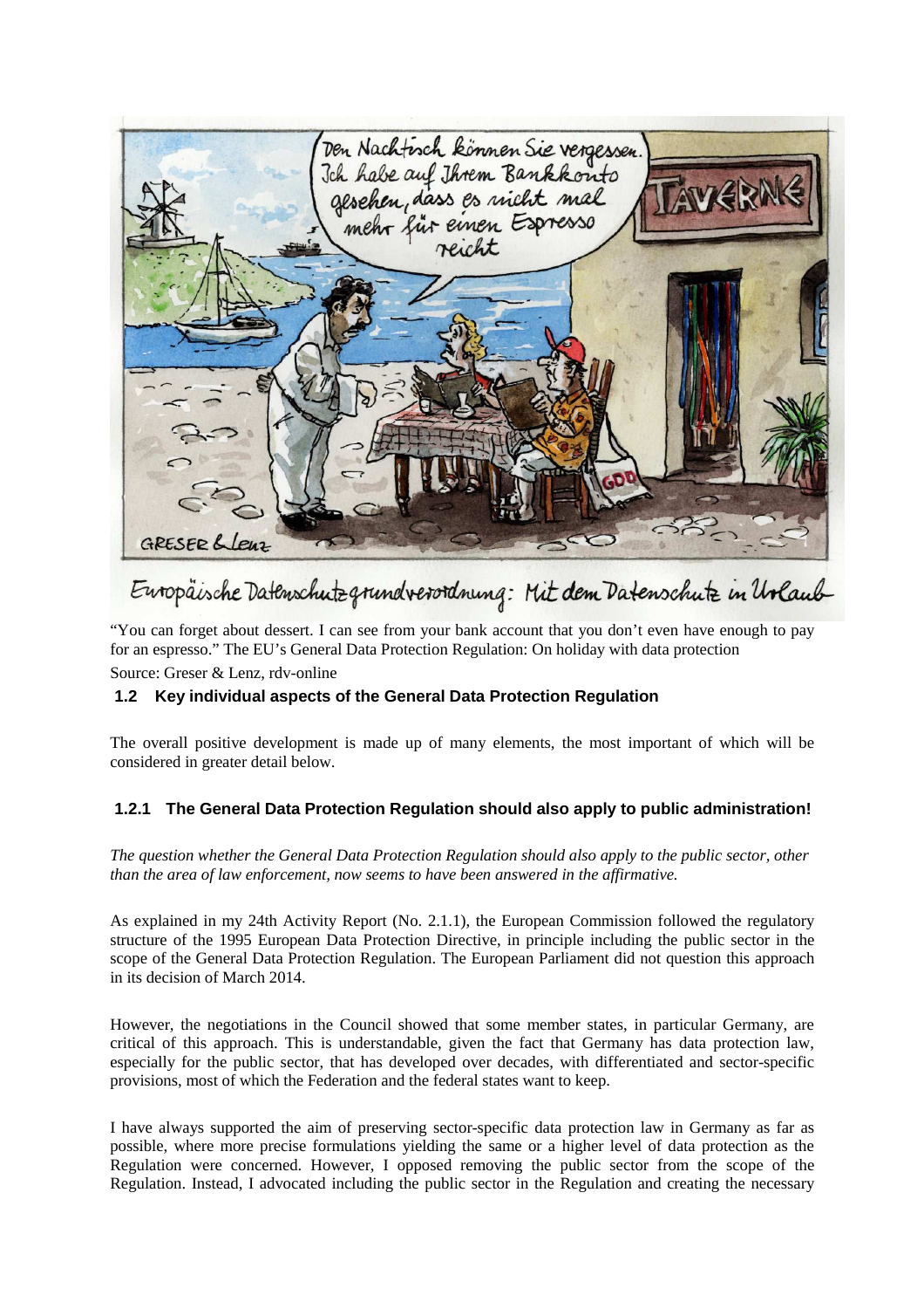“You can forget about dessert. I can see from your bank account that you don’t even have enough to pay for an espresso.” The EU’s General Data Protection Regulation: On holiday with data protection

Source: Greser & Lenz, rdv-online

## 1.2 Key individual aspects of the General Data Protection Regulation

The overall positive development is made up of many elements, the most important of which will be considered in greater detail below.

### 1.2.1 The General Data Protection Regulation should also apply to public administration!

*The question whether the General Data Protection Regulation should also apply to the public sector, other than the area of law enforcement, now seems to have been answered in the affirmative.*

As explained in my 24th Activity Report (No. 2.1.1), the European Commission followed the regulatory structure of the 1995 European Data Protection Directive, in principle including the public sector in the scope of the General Data Protection Regulation. The European Parliament did not question this approach in its decision of March 2014.

However, the negotiations in the Council showed that some member states, in particular Germany, are critical of this approach. This is understandable, given the fact that Germany has data protection law, especially for the public sector, that has developed over decades, with differentiated and sector-specific provisions, most of which the Federation and the federal states want to keep.

I have always supported the aim of preserving sector-specific data protection law in Germany as far as possible, where more precise formulations yielding the same or a higher level of data protection as the Regulation were concerned. However, I opposed removing the public sector from the scope of the Regulation. Instead, I advocated including the public sector in the Regulation and creating the necessary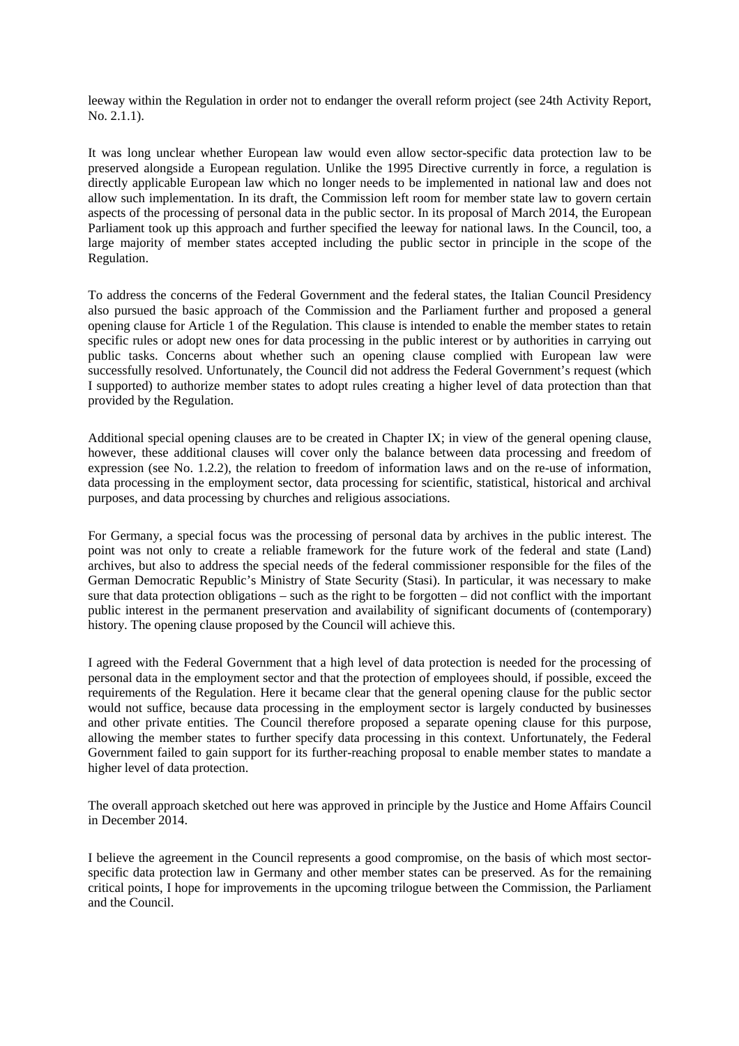leeway within the Regulation in order not to endanger the overall reform project (see 24th Activity Report, No. 2.1.1).

It was long unclear whether European law would even allow sector-specific data protection law to be preserved alongside a European regulation. Unlike the 1995 Directive currently in force, a regulation is directly applicable European law which no longer needs to be implemented in national law and does not allow such implementation. In its draft, the Commission left room for member state law to govern certain aspects of the processing of personal data in the public sector. In its proposal of March 2014, the European Parliament took up this approach and further specified the leeway for national laws. In the Council, too, a large majority of member states accepted including the public sector in principle in the scope of the Regulation.

To address the concerns of the Federal Government and the federal states, the Italian Council Presidency also pursued the basic approach of the Commission and the Parliament further and proposed a general opening clause for Article 1 of the Regulation. This clause is intended to enable the member states to retain specific rules or adopt new ones for data processing in the public interest or by authorities in carrying out public tasks. Concerns about whether such an opening clause complied with European law were successfully resolved. Unfortunately, the Council did not address the Federal Government's request (which I supported) to authorize member states to adopt rules creating a higher level of data protection than that provided by the Regulation.

Additional special opening clauses are to be created in Chapter IX; in view of the general opening clause, however, these additional clauses will cover only the balance between data processing and freedom of expression (see No. 1.2.2), the relation to freedom of information laws and on the re-use of information, data processing in the employment sector, data processing for scientific, statistical, historical and archival purposes, and data processing by churches and religious associations.

For Germany, a special focus was the processing of personal data by archives in the public interest. The point was not only to create a reliable framework for the future work of the federal and state (Land) archives, but also to address the special needs of the federal commissioner responsible for the files of the German Democratic Republic's Ministry of State Security (Stasi). In particular, it was necessary to make sure that data protection obligations – such as the right to be forgotten – did not conflict with the important public interest in the permanent preservation and availability of significant documents of (contemporary) history. The opening clause proposed by the Council will achieve this.

I agreed with the Federal Government that a high level of data protection is needed for the processing of personal data in the employment sector and that the protection of employees should, if possible, exceed the requirements of the Regulation. Here it became clear that the general opening clause for the public sector would not suffice, because data processing in the employment sector is largely conducted by businesses and other private entities. The Council therefore proposed a separate opening clause for this purpose, allowing the member states to further specify data processing in this context. Unfortunately, the Federal Government failed to gain support for its further-reaching proposal to enable member states to mandate a higher level of data protection.

The overall approach sketched out here was approved in principle by the Justice and Home Affairs Council in December 2014.

I believe the agreement in the Council represents a good compromise, on the basis of which most sector-specific data protection law in Germany and other member states can be preserved. As for the remaining critical points, I hope for improvements in the upcoming trilogue between the Commission, the Parliament and the Council.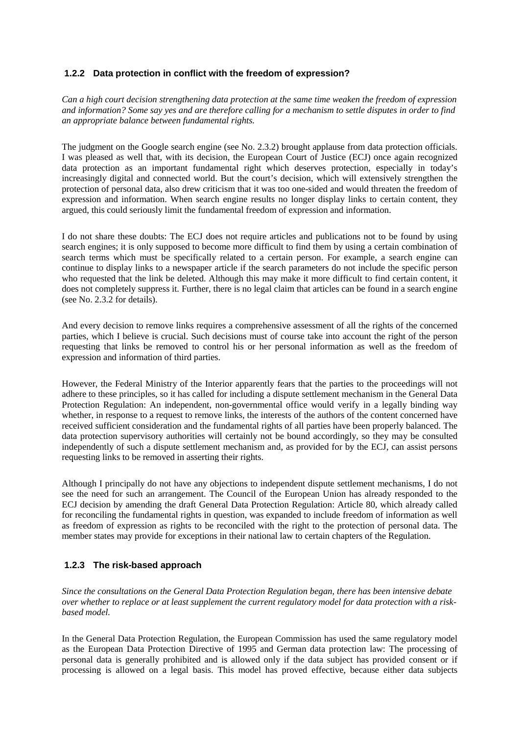### 1.2.2 Data protection in conflict with the freedom of expression?

*Can a high court decision strengthening data protection at the same time weaken the freedom of expression and information? Some say yes and are therefore calling for a mechanism to settle disputes in order to find an appropriate balance between fundamental rights.*

The judgment on the Google search engine (see No. 2.3.2) brought applause from data protection officials. I was pleased as well that, with its decision, the European Court of Justice (ECJ) once again recognized data protection as an important fundamental right which deserves protection, especially in today's increasingly digital and connected world. But the court's decision, which will extensively strengthen the protection of personal data, also drew criticism that it was too one-sided and would threaten the freedom of expression and information. When search engine results no longer display links to certain content, they argued, this could seriously limit the fundamental freedom of expression and information.

I do not share these doubts: The ECJ does not require articles and publications not to be found by using search engines; it is only supposed to become more difficult to find them by using a certain combination of search terms which must be specifically related to a certain person. For example, a search engine can continue to display links to a newspaper article if the search parameters do not include the specific person who requested that the link be deleted. Although this may make it more difficult to find certain content, it does not completely suppress it. Further, there is no legal claim that articles can be found in a search engine (see No. 2.3.2 for details).

And every decision to remove links requires a comprehensive assessment of all the rights of the concerned parties, which I believe is crucial. Such decisions must of course take into account the right of the person requesting that links be removed to control his or her personal information as well as the freedom of expression and information of third parties.

However, the Federal Ministry of the Interior apparently fears that the parties to the proceedings will not adhere to these principles, so it has called for including a dispute settlement mechanism in the General Data Protection Regulation: An independent, non-governmental office would verify in a legally binding way whether, in response to a request to remove links, the interests of the authors of the content concerned have received sufficient consideration and the fundamental rights of all parties have been properly balanced. The data protection supervisory authorities will certainly not be bound accordingly, so they may be consulted independently of such a dispute settlement mechanism and, as provided for by the ECJ, can assist persons requesting links to be removed in asserting their rights.

Although I principally do not have any objections to independent dispute settlement mechanisms, I do not see the need for such an arrangement. The Council of the European Union has already responded to the ECJ decision by amending the draft General Data Protection Regulation: Article 80, which already called for reconciling the fundamental rights in question, was expanded to include freedom of information as well as freedom of expression as rights to be reconciled with the right to the protection of personal data. The member states may provide for exceptions in their national law to certain chapters of the Regulation.

### 1.2.3 The risk-based approach

*Since the consultations on the General Data Protection Regulation began, there has been intensive debate over whether to replace or at least supplement the current regulatory model for data protection with a risk-based model.*

In the General Data Protection Regulation, the European Commission has used the same regulatory model as the European Data Protection Directive of 1995 and German data protection law: The processing of personal data is generally prohibited and is allowed only if the data subject has provided consent or if processing is allowed on a legal basis. This model has proved effective, because either data subjects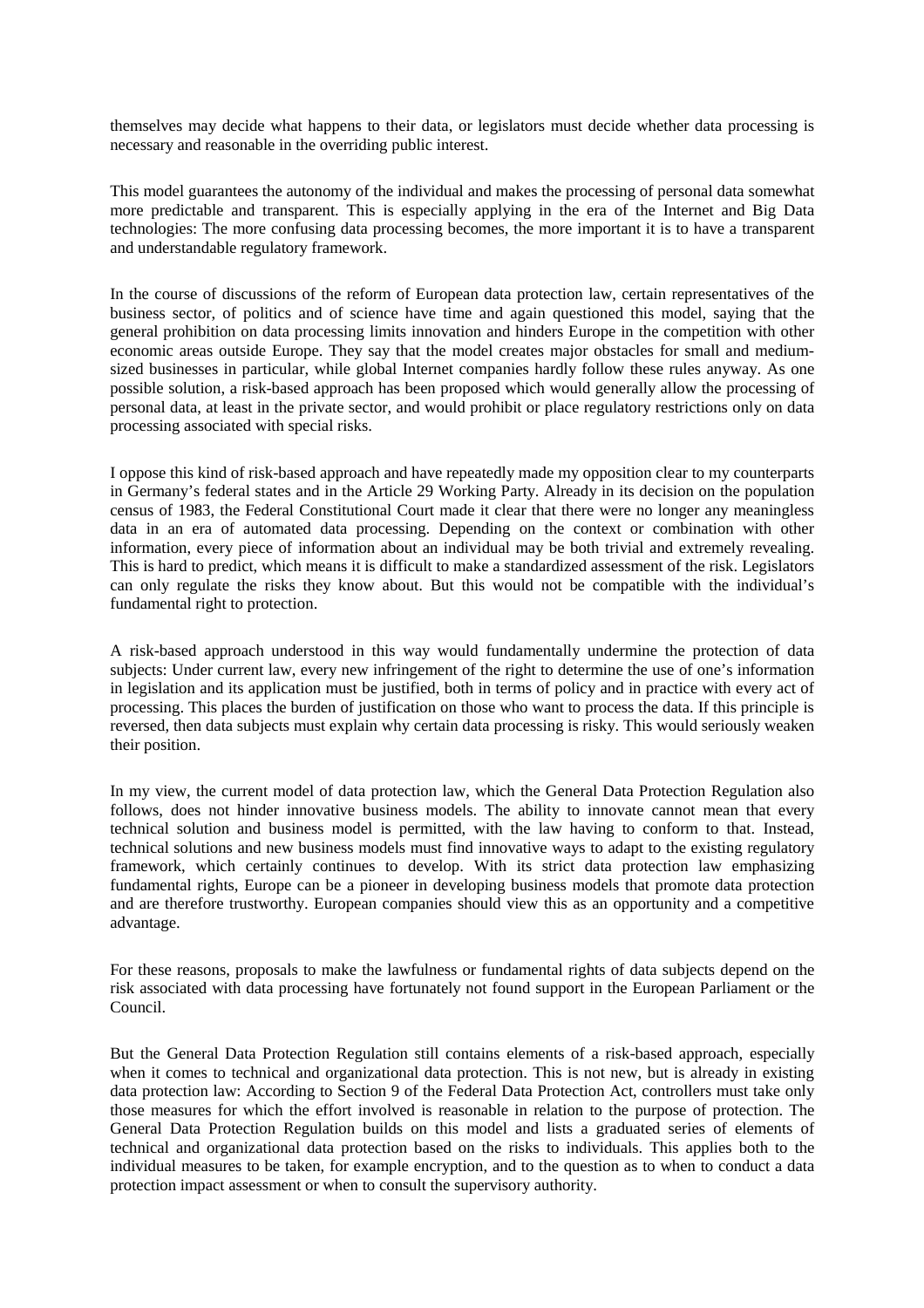themselves may decide what happens to their data, or legislators must decide whether data processing is necessary and reasonable in the overriding public interest.

This model guarantees the autonomy of the individual and makes the processing of personal data somewhat more predictable and transparent. This is especially applying in the era of the Internet and Big Data technologies: The more confusing data processing becomes, the more important it is to have a transparent and understandable regulatory framework.

In the course of discussions of the reform of European data protection law, certain representatives of the business sector, of politics and of science have time and again questioned this model, saying that the general prohibition on data processing limits innovation and hinders Europe in the competition with other economic areas outside Europe. They say that the model creates major obstacles for small and medium-sized businesses in particular, while global Internet companies hardly follow these rules anyway. As one possible solution, a risk-based approach has been proposed which would generally allow the processing of personal data, at least in the private sector, and would prohibit or place regulatory restrictions only on data processing associated with special risks.

I oppose this kind of risk-based approach and have repeatedly made my opposition clear to my counterparts in Germany's federal states and in the Article 29 Working Party. Already in its decision on the population census of 1983, the Federal Constitutional Court made it clear that there were no longer any meaningless data in an era of automated data processing. Depending on the context or combination with other information, every piece of information about an individual may be both trivial and extremely revealing. This is hard to predict, which means it is difficult to make a standardized assessment of the risk. Legislators can only regulate the risks they know about. But this would not be compatible with the individual's fundamental right to protection.

A risk-based approach understood in this way would fundamentally undermine the protection of data subjects: Under current law, every new infringement of the right to determine the use of one's information in legislation and its application must be justified, both in terms of policy and in practice with every act of processing. This places the burden of justification on those who want to process the data. If this principle is reversed, then data subjects must explain why certain data processing is risky. This would seriously weaken their position.

In my view, the current model of data protection law, which the General Data Protection Regulation also follows, does not hinder innovative business models. The ability to innovate cannot mean that every technical solution and business model is permitted, with the law having to conform to that. Instead, technical solutions and new business models must find innovative ways to adapt to the existing regulatory framework, which certainly continues to develop. With its strict data protection law emphasizing fundamental rights, Europe can be a pioneer in developing business models that promote data protection and are therefore trustworthy. European companies should view this as an opportunity and a competitive advantage.

For these reasons, proposals to make the lawfulness or fundamental rights of data subjects depend on the risk associated with data processing have fortunately not found support in the European Parliament or the Council.

But the General Data Protection Regulation still contains elements of a risk-based approach, especially when it comes to technical and organizational data protection. This is not new, but is already in existing data protection law: According to Section 9 of the Federal Data Protection Act, controllers must take only those measures for which the effort involved is reasonable in relation to the purpose of protection. The General Data Protection Regulation builds on this model and lists a graduated series of elements of technical and organizational data protection based on the risks to individuals. This applies both to the individual measures to be taken, for example encryption, and to the question as to when to conduct a data protection impact assessment or when to consult the supervisory authority.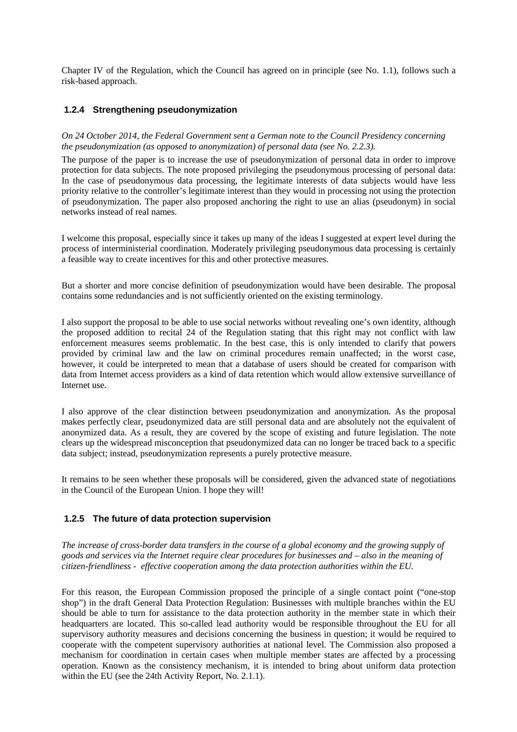Chapter IV of the Regulation, which the Council has agreed on in principle (see No. 1.1), follows such a risk-based approach.

### 1.2.4 Strengthening pseudonymization

*On 24 October 2014, the Federal Government sent a German note to the Council Presidency concerning the pseudonymization (as opposed to anonymization) of personal data (see No. 2.2.3).*

The purpose of the paper is to increase the use of pseudonymization of personal data in order to improve protection for data subjects. The note proposed privileging the pseudonymous processing of personal data: In the case of pseudonymous data processing, the legitimate interests of data subjects would have less priority relative to the controller's legitimate interest than they would in processing not using the protection of pseudonymization. The paper also proposed anchoring the right to use an alias (pseudonym) in social networks instead of real names.

I welcome this proposal, especially since it takes up many of the ideas I suggested at expert level during the process of interministerial coordination. Moderately privileging pseudonymous data processing is certainly a feasible way to create incentives for this and other protective measures.

But a shorter and more concise definition of pseudonymization would have been desirable. The proposal contains some redundancies and is not sufficiently oriented on the existing terminology.

I also support the proposal to be able to use social networks without revealing one's own identity, although the proposed addition to recital 24 of the Regulation stating that this right may not conflict with law enforcement measures seems problematic. In the best case, this is only intended to clarify that powers provided by criminal law and the law on criminal procedures remain unaffected; in the worst case, however, it could be interpreted to mean that a database of users should be created for comparison with data from Internet access providers as a kind of data retention which would allow extensive surveillance of Internet use.

I also approve of the clear distinction between pseudonymization and anonymization. As the proposal makes perfectly clear, pseudonymized data are still personal data and are absolutely not the equivalent of anonymized data. As a result, they are covered by the scope of existing and future legislation. The note clears up the widespread misconception that pseudonymized data can no longer be traced back to a specific data subject; instead, pseudonymization represents a purely protective measure.

It remains to be seen whether these proposals will be considered, given the advanced state of negotiations in the Council of the European Union. I hope they will!

### 1.2.5 The future of data protection supervision

*The increase of cross-border data transfers in the course of a global economy and the growing supply of goods and services via the Internet require clear procedures for businesses and – also in the meaning of citizen-friendliness - effective cooperation among the data protection authorities within the EU.*

For this reason, the European Commission proposed the principle of a single contact point ("one-stop shop") in the draft General Data Protection Regulation: Businesses with multiple branches within the EU should be able to turn for assistance to the data protection authority in the member state in which their headquarters are located. This so-called lead authority would be responsible throughout the EU for all supervisory authority measures and decisions concerning the business in question; it would be required to cooperate with the competent supervisory authorities at national level. The Commission also proposed a mechanism for coordination in certain cases when multiple member states are affected by a processing operation. Known as the consistency mechanism, it is intended to bring about uniform data protection within the EU (see the 24th Activity Report, No. 2.1.1).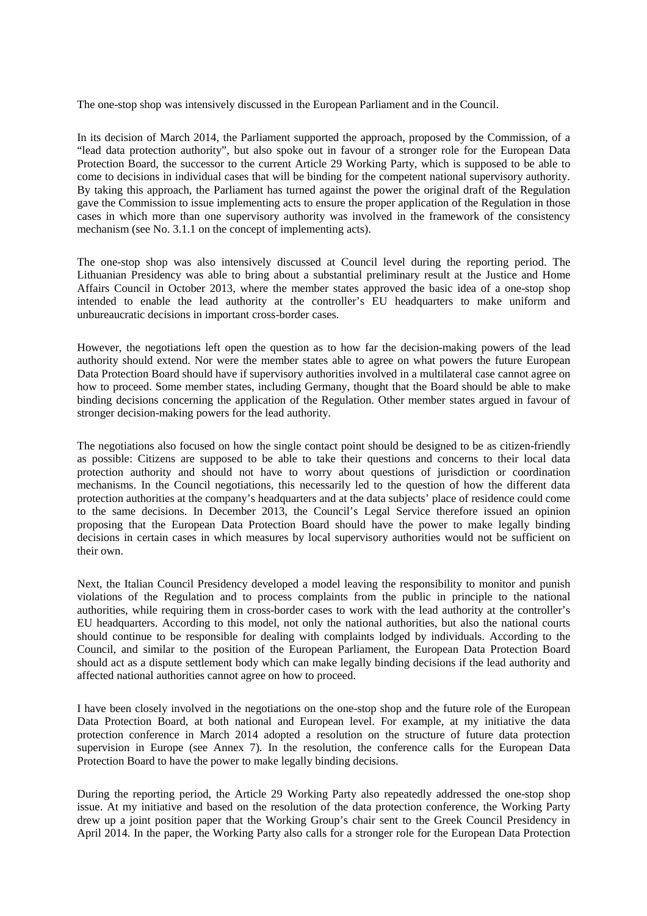The one-stop shop was intensively discussed in the European Parliament and in the Council.

In its decision of March 2014, the Parliament supported the approach, proposed by the Commission, of a "lead data protection authority", but also spoke out in favour of a stronger role for the European Data Protection Board, the successor to the current Article 29 Working Party, which is supposed to be able to come to decisions in individual cases that will be binding for the competent national supervisory authority. By taking this approach, the Parliament has turned against the power the original draft of the Regulation gave the Commission to issue implementing acts to ensure the proper application of the Regulation in those cases in which more than one supervisory authority was involved in the framework of the consistency mechanism (see No. 3.1.1 on the concept of implementing acts).

The one-stop shop was also intensively discussed at Council level during the reporting period. The Lithuanian Presidency was able to bring about a substantial preliminary result at the Justice and Home Affairs Council in October 2013, where the member states approved the basic idea of a one-stop shop intended to enable the lead authority at the controller's EU headquarters to make uniform and unbureaucratic decisions in important cross-border cases.

However, the negotiations left open the question as to how far the decision-making powers of the lead authority should extend. Nor were the member states able to agree on what powers the future European Data Protection Board should have if supervisory authorities involved in a multilateral case cannot agree on how to proceed. Some member states, including Germany, thought that the Board should be able to make binding decisions concerning the application of the Regulation. Other member states argued in favour of stronger decision-making powers for the lead authority.

The negotiations also focused on how the single contact point should be designed to be as citizen-friendly as possible: Citizens are supposed to be able to take their questions and concerns to their local data protection authority and should not have to worry about questions of jurisdiction or coordination mechanisms. In the Council negotiations, this necessarily led to the question of how the different data protection authorities at the company's headquarters and at the data subjects' place of residence could come to the same decisions. In December 2013, the Council's Legal Service therefore issued an opinion proposing that the European Data Protection Board should have the power to make legally binding decisions in certain cases in which measures by local supervisory authorities would not be sufficient on their own.

Next, the Italian Council Presidency developed a model leaving the responsibility to monitor and punish violations of the Regulation and to process complaints from the public in principle to the national authorities, while requiring them in cross-border cases to work with the lead authority at the controller's EU headquarters. According to this model, not only the national authorities, but also the national courts should continue to be responsible for dealing with complaints lodged by individuals. According to the Council, and similar to the position of the European Parliament, the European Data Protection Board should act as a dispute settlement body which can make legally binding decisions if the lead authority and affected national authorities cannot agree on how to proceed.

I have been closely involved in the negotiations on the one-stop shop and the future role of the European Data Protection Board, at both national and European level. For example, at my initiative the data protection conference in March 2014 adopted a resolution on the structure of future data protection supervision in Europe (see Annex 7). In the resolution, the conference calls for the European Data Protection Board to have the power to make legally binding decisions.

During the reporting period, the Article 29 Working Party also repeatedly addressed the one-stop shop issue. At my initiative and based on the resolution of the data protection conference, the Working Party drew up a joint position paper that the Working Group's chair sent to the Greek Council Presidency in April 2014. In the paper, the Working Party also calls for a stronger role for the European Data Protection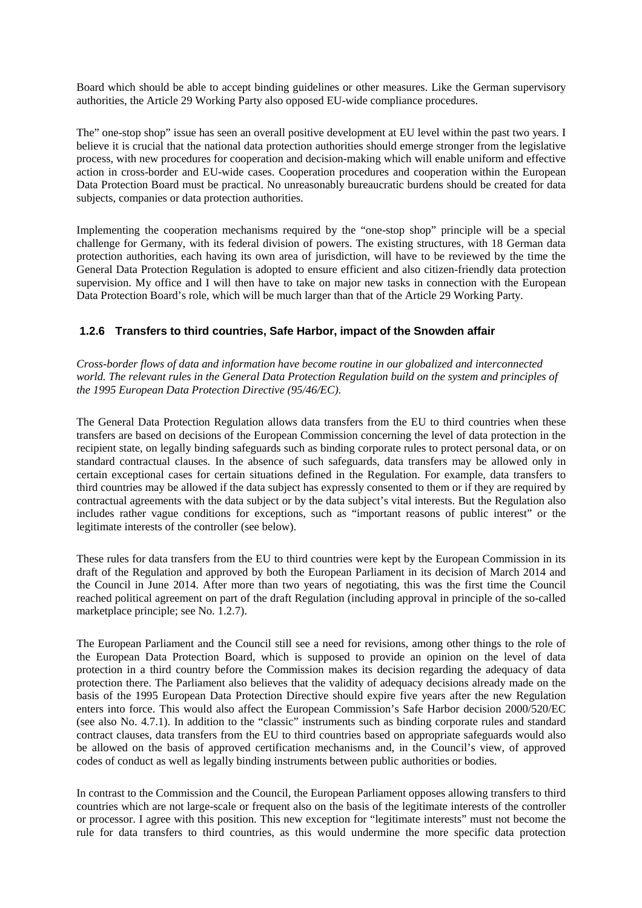Board which should be able to accept binding guidelines or other measures. Like the German supervisory authorities, the Article 29 Working Party also opposed EU-wide compliance procedures.

The" one-stop shop" issue has seen an overall positive development at EU level within the past two years. I believe it is crucial that the national data protection authorities should emerge stronger from the legislative process, with new procedures for cooperation and decision-making which will enable uniform and effective action in cross-border and EU-wide cases. Cooperation procedures and cooperation within the European Data Protection Board must be practical. No unreasonably bureaucratic burdens should be created for data subjects, companies or data protection authorities.

Implementing the cooperation mechanisms required by the "one-stop shop" principle will be a special challenge for Germany, with its federal division of powers. The existing structures, with 18 German data protection authorities, each having its own area of jurisdiction, will have to be reviewed by the time the General Data Protection Regulation is adopted to ensure efficient and also citizen-friendly data protection supervision. My office and I will then have to take on major new tasks in connection with the European Data Protection Board's role, which will be much larger than that of the Article 29 Working Party.

### 1.2.6 Transfers to third countries, Safe Harbor, impact of the Snowden affair

*Cross-border flows of data and information have become routine in our globalized and interconnected world. The relevant rules in the General Data Protection Regulation build on the system and principles of the 1995 European Data Protection Directive (95/46/EC).*

The General Data Protection Regulation allows data transfers from the EU to third countries when these transfers are based on decisions of the European Commission concerning the level of data protection in the recipient state, on legally binding safeguards such as binding corporate rules to protect personal data, or on standard contractual clauses. In the absence of such safeguards, data transfers may be allowed only in certain exceptional cases for certain situations defined in the Regulation. For example, data transfers to third countries may be allowed if the data subject has expressly consented to them or if they are required by contractual agreements with the data subject or by the data subject's vital interests. But the Regulation also includes rather vague conditions for exceptions, such as "important reasons of public interest" or the legitimate interests of the controller (see below).

These rules for data transfers from the EU to third countries were kept by the European Commission in its draft of the Regulation and approved by both the European Parliament in its decision of March 2014 and the Council in June 2014. After more than two years of negotiating, this was the first time the Council reached political agreement on part of the draft Regulation (including approval in principle of the so-called marketplace principle; see No. 1.2.7).

The European Parliament and the Council still see a need for revisions, among other things to the role of the European Data Protection Board, which is supposed to provide an opinion on the level of data protection in a third country before the Commission makes its decision regarding the adequacy of data protection there. The Parliament also believes that the validity of adequacy decisions already made on the basis of the 1995 European Data Protection Directive should expire five years after the new Regulation enters into force. This would also affect the European Commission's Safe Harbor decision 2000/520/EC (see also No. 4.7.1). In addition to the "classic" instruments such as binding corporate rules and standard contract clauses, data transfers from the EU to third countries based on appropriate safeguards would also be allowed on the basis of approved certification mechanisms and, in the Council's view, of approved codes of conduct as well as legally binding instruments between public authorities or bodies.

In contrast to the Commission and the Council, the European Parliament opposes allowing transfers to third countries which are not large-scale or frequent also on the basis of the legitimate interests of the controller or processor. I agree with this position. This new exception for "legitimate interests" must not become the rule for data transfers to third countries, as this would undermine the more specific data protection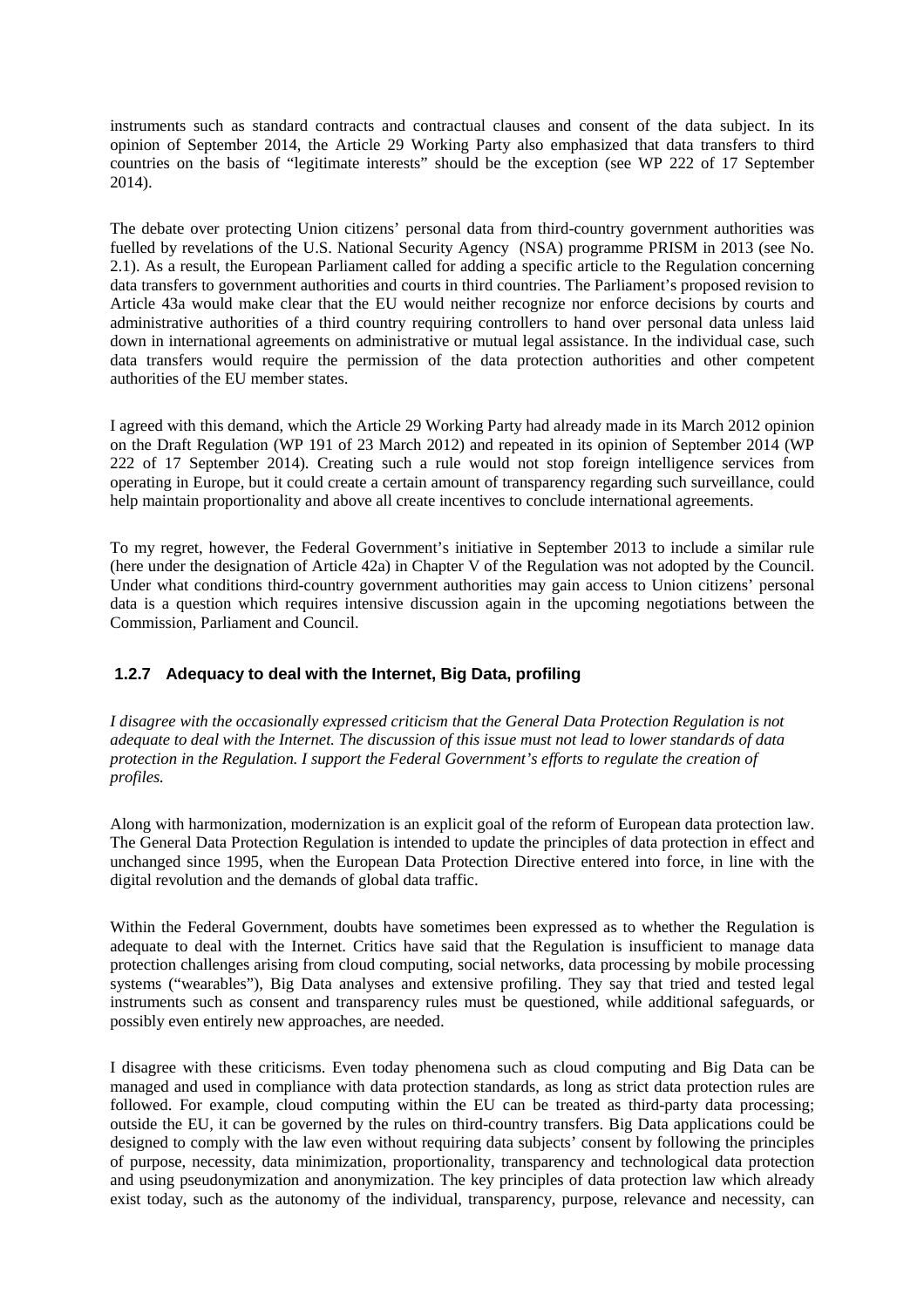instruments such as standard contracts and contractual clauses and consent of the data subject. In its opinion of September 2014, the Article 29 Working Party also emphasized that data transfers to third countries on the basis of "legitimate interests" should be the exception (see WP 222 of 17 September 2014).

The debate over protecting Union citizens' personal data from third-country government authorities was fuelled by revelations of the U.S. National Security Agency (NSA) programme PRISM in 2013 (see No. 2.1). As a result, the European Parliament called for adding a specific article to the Regulation concerning data transfers to government authorities and courts in third countries. The Parliament's proposed revision to Article 43a would make clear that the EU would neither recognize nor enforce decisions by courts and administrative authorities of a third country requiring controllers to hand over personal data unless laid down in international agreements on administrative or mutual legal assistance. In the individual case, such data transfers would require the permission of the data protection authorities and other competent authorities of the EU member states.

I agreed with this demand, which the Article 29 Working Party had already made in its March 2012 opinion on the Draft Regulation (WP 191 of 23 March 2012) and repeated in its opinion of September 2014 (WP 222 of 17 September 2014). Creating such a rule would not stop foreign intelligence services from operating in Europe, but it could create a certain amount of transparency regarding such surveillance, could help maintain proportionality and above all create incentives to conclude international agreements.

To my regret, however, the Federal Government's initiative in September 2013 to include a similar rule (here under the designation of Article 42a) in Chapter V of the Regulation was not adopted by the Council. Under what conditions third-country government authorities may gain access to Union citizens' personal data is a question which requires intensive discussion again in the upcoming negotiations between the Commission, Parliament and Council.

### 1.2.7 Adequacy to deal with the Internet, Big Data, profiling

*I disagree with the occasionally expressed criticism that the General Data Protection Regulation is not adequate to deal with the Internet. The discussion of this issue must not lead to lower standards of data protection in the Regulation. I support the Federal Government's efforts to regulate the creation of profiles.*

Along with harmonization, modernization is an explicit goal of the reform of European data protection law. The General Data Protection Regulation is intended to update the principles of data protection in effect and unchanged since 1995, when the European Data Protection Directive entered into force, in line with the digital revolution and the demands of global data traffic.

Within the Federal Government, doubts have sometimes been expressed as to whether the Regulation is adequate to deal with the Internet. Critics have said that the Regulation is insufficient to manage data protection challenges arising from cloud computing, social networks, data processing by mobile processing systems ("wearables"), Big Data analyses and extensive profiling. They say that tried and tested legal instruments such as consent and transparency rules must be questioned, while additional safeguards, or possibly even entirely new approaches, are needed.

I disagree with these criticisms. Even today phenomena such as cloud computing and Big Data can be managed and used in compliance with data protection standards, as long as strict data protection rules are followed. For example, cloud computing within the EU can be treated as third-party data processing; outside the EU, it can be governed by the rules on third-country transfers. Big Data applications could be designed to comply with the law even without requiring data subjects' consent by following the principles of purpose, necessity, data minimization, proportionality, transparency and technological data protection and using pseudonymization and anonymization. The key principles of data protection law which already exist today, such as the autonomy of the individual, transparency, purpose, relevance and necessity, can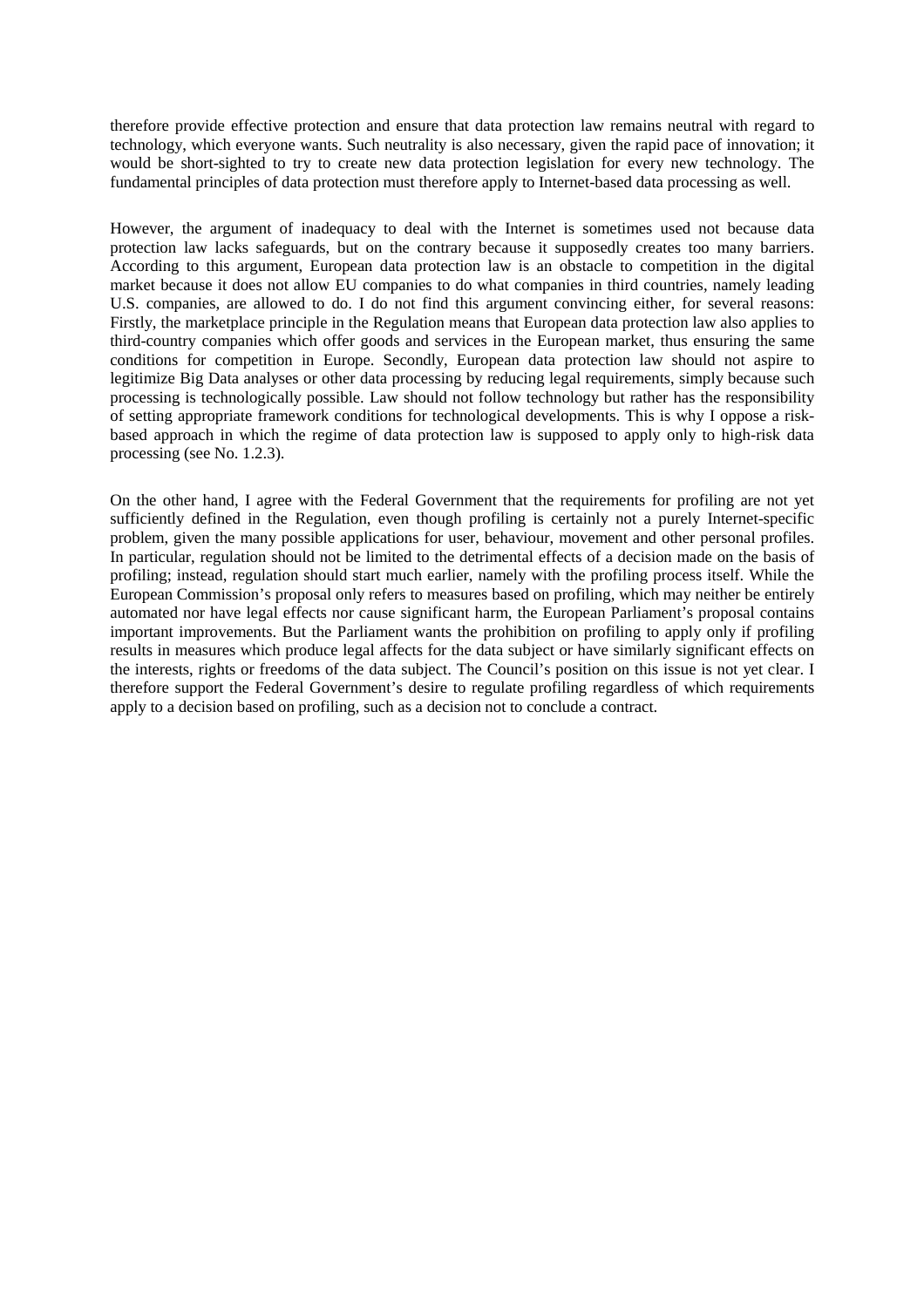therefore provide effective protection and ensure that data protection law remains neutral with regard to technology, which everyone wants. Such neutrality is also necessary, given the rapid pace of innovation; it would be short-sighted to try to create new data protection legislation for every new technology. The fundamental principles of data protection must therefore apply to Internet-based data processing as well.

However, the argument of inadequacy to deal with the Internet is sometimes used not because data protection law lacks safeguards, but on the contrary because it supposedly creates too many barriers. According to this argument, European data protection law is an obstacle to competition in the digital market because it does not allow EU companies to do what companies in third countries, namely leading U.S. companies, are allowed to do. I do not find this argument convincing either, for several reasons: Firstly, the marketplace principle in the Regulation means that European data protection law also applies to third-country companies which offer goods and services in the European market, thus ensuring the same conditions for competition in Europe. Secondly, European data protection law should not aspire to legitimize Big Data analyses or other data processing by reducing legal requirements, simply because such processing is technologically possible. Law should not follow technology but rather has the responsibility of setting appropriate framework conditions for technological developments. This is why I oppose a risk-based approach in which the regime of data protection law is supposed to apply only to high-risk data processing (see No. 1.2.3).

On the other hand, I agree with the Federal Government that the requirements for profiling are not yet sufficiently defined in the Regulation, even though profiling is certainly not a purely Internet-specific problem, given the many possible applications for user, behaviour, movement and other personal profiles. In particular, regulation should not be limited to the detrimental effects of a decision made on the basis of profiling; instead, regulation should start much earlier, namely with the profiling process itself. While the European Commission's proposal only refers to measures based on profiling, which may neither be entirely automated nor have legal effects nor cause significant harm, the European Parliament's proposal contains important improvements. But the Parliament wants the prohibition on profiling to apply only if profiling results in measures which produce legal affects for the data subject or have similarly significant effects on the interests, rights or freedoms of the data subject. The Council's position on this issue is not yet clear. I therefore support the Federal Government's desire to regulate profiling regardless of which requirements apply to a decision based on profiling, such as a decision not to conclude a contract.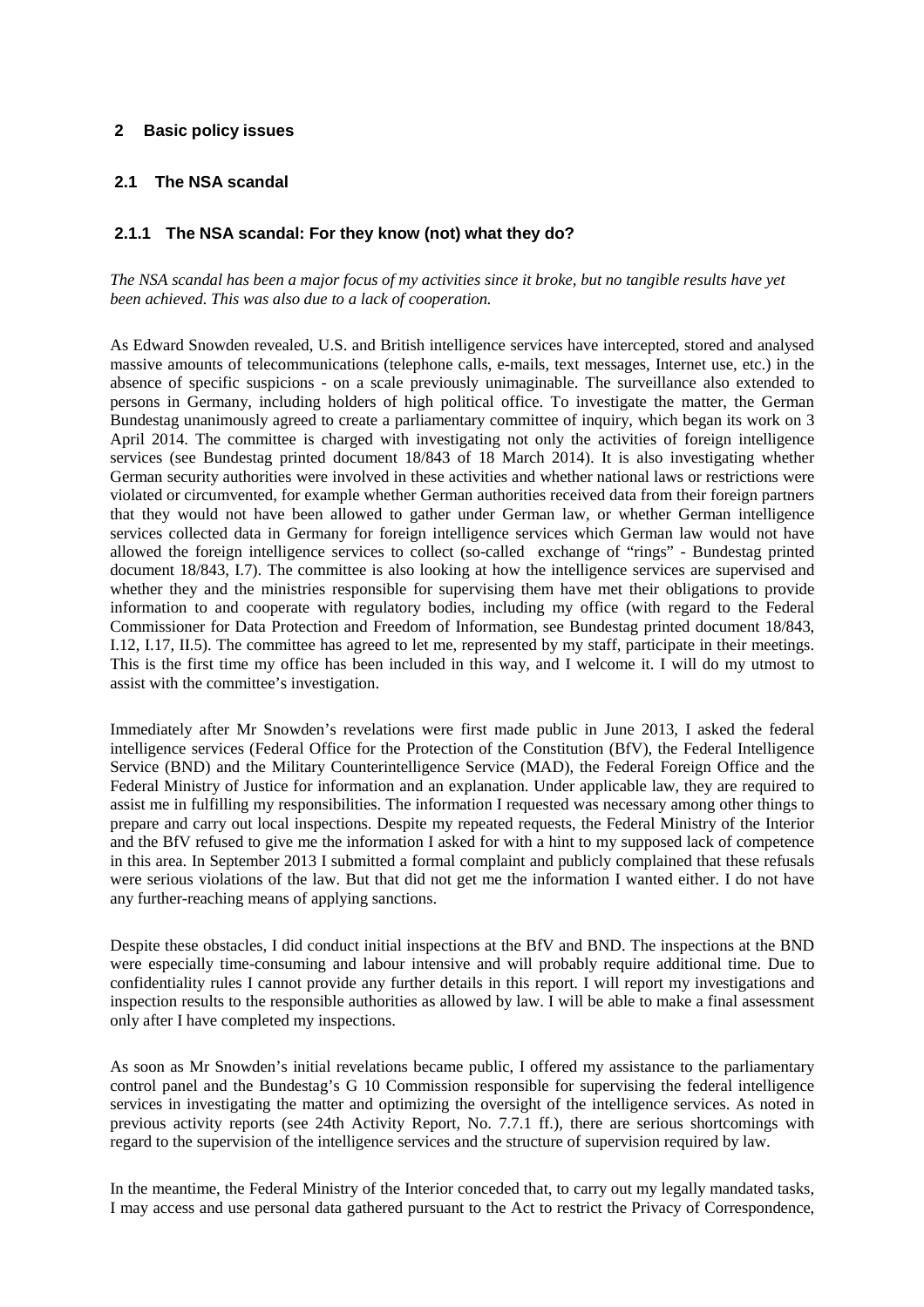# 2 Basic policy issues

## 2.1 The NSA scandal

### 2.1.1 The NSA scandal: For they know (not) what they do?

*The NSA scandal has been a major focus of my activities since it broke, but no tangible results have yet been achieved. This was also due to a lack of cooperation.*

As Edward Snowden revealed, U.S. and British intelligence services have intercepted, stored and analysed massive amounts of telecommunications (telephone calls, e-mails, text messages, Internet use, etc.) in the absence of specific suspicions - on a scale previously unimaginable. The surveillance also extended to persons in Germany, including holders of high political office. To investigate the matter, the German Bundestag unanimously agreed to create a parliamentary committee of inquiry, which began its work on 3 April 2014. The committee is charged with investigating not only the activities of foreign intelligence services (see Bundestag printed document 18/843 of 18 March 2014). It is also investigating whether German security authorities were involved in these activities and whether national laws or restrictions were violated or circumvented, for example whether German authorities received data from their foreign partners that they would not have been allowed to gather under German law, or whether German intelligence services collected data in Germany for foreign intelligence services which German law would not have allowed the foreign intelligence services to collect (so-called exchange of "rings" - Bundestag printed document 18/843, I.7). The committee is also looking at how the intelligence services are supervised and whether they and the ministries responsible for supervising them have met their obligations to provide information to and cooperate with regulatory bodies, including my office (with regard to the Federal Commissioner for Data Protection and Freedom of Information, see Bundestag printed document 18/843, I.12, I.17, II.5). The committee has agreed to let me, represented by my staff, participate in their meetings. This is the first time my office has been included in this way, and I welcome it. I will do my utmost to assist with the committee's investigation.

Immediately after Mr Snowden's revelations were first made public in June 2013, I asked the federal intelligence services (Federal Office for the Protection of the Constitution (BfV), the Federal Intelligence Service (BND) and the Military Counterintelligence Service (MAD), the Federal Foreign Office and the Federal Ministry of Justice for information and an explanation. Under applicable law, they are required to assist me in fulfilling my responsibilities. The information I requested was necessary among other things to prepare and carry out local inspections. Despite my repeated requests, the Federal Ministry of the Interior and the BfV refused to give me the information I asked for with a hint to my supposed lack of competence in this area. In September 2013 I submitted a formal complaint and publicly complained that these refusals were serious violations of the law. But that did not get me the information I wanted either. I do not have any further-reaching means of applying sanctions.

Despite these obstacles, I did conduct initial inspections at the BfV and BND. The inspections at the BND were especially time-consuming and labour intensive and will probably require additional time. Due to confidentiality rules I cannot provide any further details in this report. I will report my investigations and inspection results to the responsible authorities as allowed by law. I will be able to make a final assessment only after I have completed my inspections.

As soon as Mr Snowden's initial revelations became public, I offered my assistance to the parliamentary control panel and the Bundestag's G 10 Commission responsible for supervising the federal intelligence services in investigating the matter and optimizing the oversight of the intelligence services. As noted in previous activity reports (see 24th Activity Report, No. 7.7.1 ff.), there are serious shortcomings with regard to the supervision of the intelligence services and the structure of supervision required by law.

In the meantime, the Federal Ministry of the Interior conceded that, to carry out my legally mandated tasks, I may access and use personal data gathered pursuant to the Act to restrict the Privacy of Correspondence,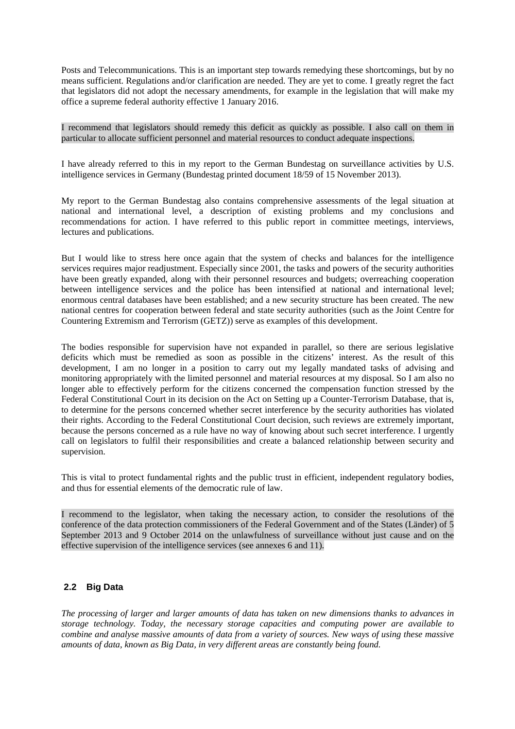Posts and Telecommunications. This is an important step towards remedying these shortcomings, but by no means sufficient. Regulations and/or clarification are needed. They are yet to come. I greatly regret the fact that legislators did not adopt the necessary amendments, for example in the legislation that will make my office a supreme federal authority effective 1 January 2016.

I recommend that legislators should remedy this deficit as quickly as possible. I also call on them in particular to allocate sufficient personnel and material resources to conduct adequate inspections.

I have already referred to this in my report to the German Bundestag on surveillance activities by U.S. intelligence services in Germany (Bundestag printed document 18/59 of 15 November 2013).

My report to the German Bundestag also contains comprehensive assessments of the legal situation at national and international level, a description of existing problems and my conclusions and recommendations for action. I have referred to this public report in committee meetings, interviews, lectures and publications.

But I would like to stress here once again that the system of checks and balances for the intelligence services requires major readjustment. Especially since 2001, the tasks and powers of the security authorities have been greatly expanded, along with their personnel resources and budgets; overreaching cooperation between intelligence services and the police has been intensified at national and international level; enormous central databases have been established; and a new security structure has been created. The new national centres for cooperation between federal and state security authorities (such as the Joint Centre for Countering Extremism and Terrorism (GETZ)) serve as examples of this development.

The bodies responsible for supervision have not expanded in parallel, so there are serious legislative deficits which must be remedied as soon as possible in the citizens' interest. As the result of this development, I am no longer in a position to carry out my legally mandated tasks of advising and monitoring appropriately with the limited personnel and material resources at my disposal. So I am also no longer able to effectively perform for the citizens concerned the compensation function stressed by the Federal Constitutional Court in its decision on the Act on Setting up a Counter-Terrorism Database, that is, to determine for the persons concerned whether secret interference by the security authorities has violated their rights. According to the Federal Constitutional Court decision, such reviews are extremely important, because the persons concerned as a rule have no way of knowing about such secret interference. I urgently call on legislators to fulfil their responsibilities and create a balanced relationship between security and supervision.

This is vital to protect fundamental rights and the public trust in efficient, independent regulatory bodies, and thus for essential elements of the democratic rule of law.

I recommend to the legislator, when taking the necessary action, to consider the resolutions of the conference of the data protection commissioners of the Federal Government and of the States (Länder) of 5 September 2013 and 9 October 2014 on the unlawfulness of surveillance without just cause and on the effective supervision of the intelligence services (see annexes 6 and 11).

## 2.2 Big Data

*The processing of larger and larger amounts of data has taken on new dimensions thanks to advances in storage technology. Today, the necessary storage capacities and computing power are available to combine and analyse massive amounts of data from a variety of sources. New ways of using these massive amounts of data, known as Big Data, in very different areas are constantly being found.*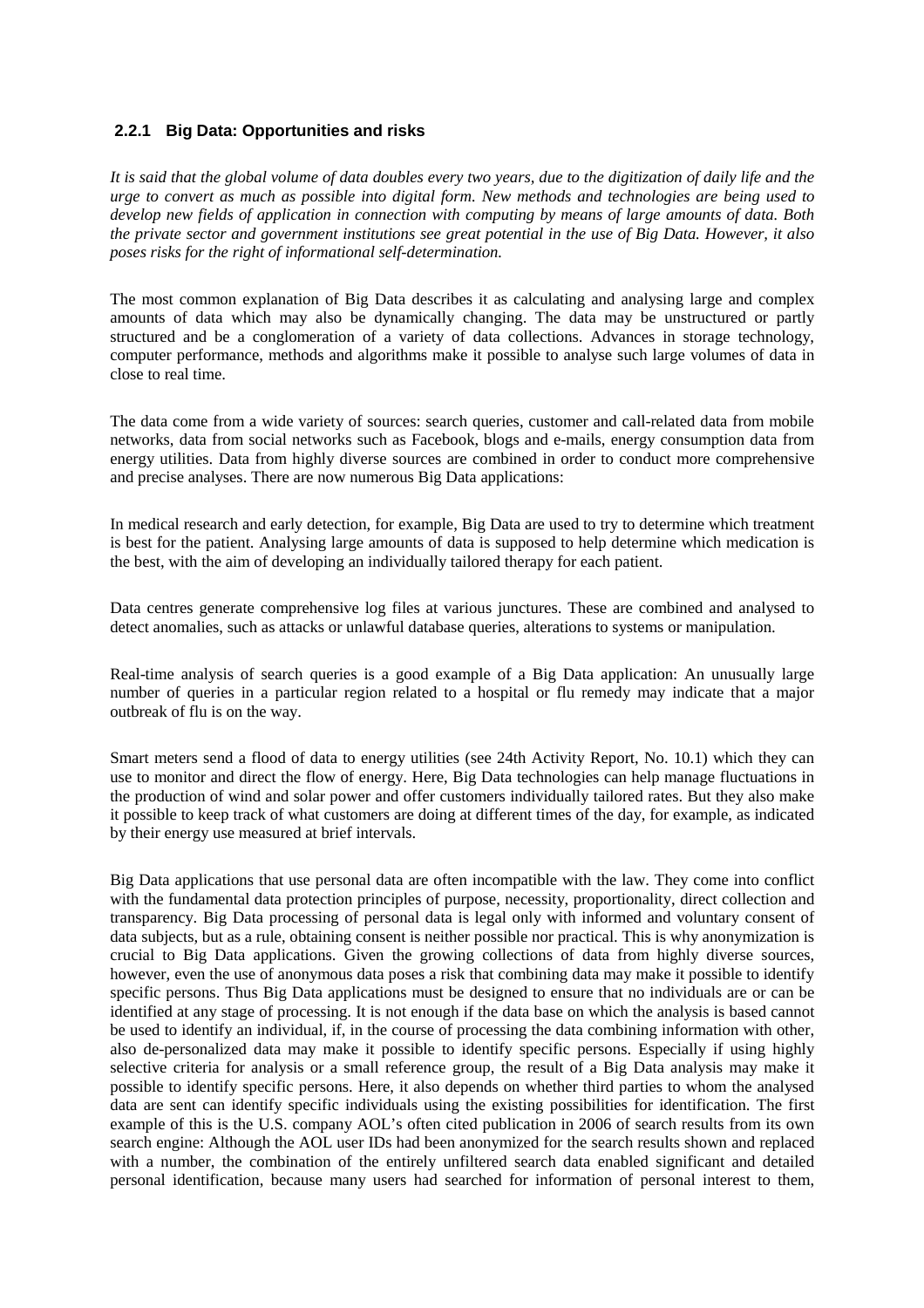### 2.2.1 Big Data: Opportunities and risks

*It is said that the global volume of data doubles every two years, due to the digitization of daily life and the urge to convert as much as possible into digital form. New methods and technologies are being used to develop new fields of application in connection with computing by means of large amounts of data. Both the private sector and government institutions see great potential in the use of Big Data. However, it also poses risks for the right of informational self-determination.*

The most common explanation of Big Data describes it as calculating and analysing large and complex amounts of data which may also be dynamically changing. The data may be unstructured or partly structured and be a conglomeration of a variety of data collections. Advances in storage technology, computer performance, methods and algorithms make it possible to analyse such large volumes of data in close to real time.

The data come from a wide variety of sources: search queries, customer and call-related data from mobile networks, data from social networks such as Facebook, blogs and e-mails, energy consumption data from energy utilities. Data from highly diverse sources are combined in order to conduct more comprehensive and precise analyses. There are now numerous Big Data applications:

In medical research and early detection, for example, Big Data are used to try to determine which treatment is best for the patient. Analysing large amounts of data is supposed to help determine which medication is the best, with the aim of developing an individually tailored therapy for each patient.

Data centres generate comprehensive log files at various junctures. These are combined and analysed to detect anomalies, such as attacks or unlawful database queries, alterations to systems or manipulation.

Real-time analysis of search queries is a good example of a Big Data application: An unusually large number of queries in a particular region related to a hospital or flu remedy may indicate that a major outbreak of flu is on the way.

Smart meters send a flood of data to energy utilities (see 24th Activity Report, No. 10.1) which they can use to monitor and direct the flow of energy. Here, Big Data technologies can help manage fluctuations in the production of wind and solar power and offer customers individually tailored rates. But they also make it possible to keep track of what customers are doing at different times of the day, for example, as indicated by their energy use measured at brief intervals.

Big Data applications that use personal data are often incompatible with the law. They come into conflict with the fundamental data protection principles of purpose, necessity, proportionality, direct collection and transparency. Big Data processing of personal data is legal only with informed and voluntary consent of data subjects, but as a rule, obtaining consent is neither possible nor practical. This is why anonymization is crucial to Big Data applications. Given the growing collections of data from highly diverse sources, however, even the use of anonymous data poses a risk that combining data may make it possible to identify specific persons. Thus Big Data applications must be designed to ensure that no individuals are or can be identified at any stage of processing. It is not enough if the data base on which the analysis is based cannot be used to identify an individual, if, in the course of processing the data combining information with other, also de-personalized data may make it possible to identify specific persons. Especially if using highly selective criteria for analysis or a small reference group, the result of a Big Data analysis may make it possible to identify specific persons. Here, it also depends on whether third parties to whom the analysed data are sent can identify specific individuals using the existing possibilities for identification. The first example of this is the U.S. company AOL's often cited publication in 2006 of search results from its own search engine: Although the AOL user IDs had been anonymized for the search results shown and replaced with a number, the combination of the entirely unfiltered search data enabled significant and detailed personal identification, because many users had searched for information of personal interest to them,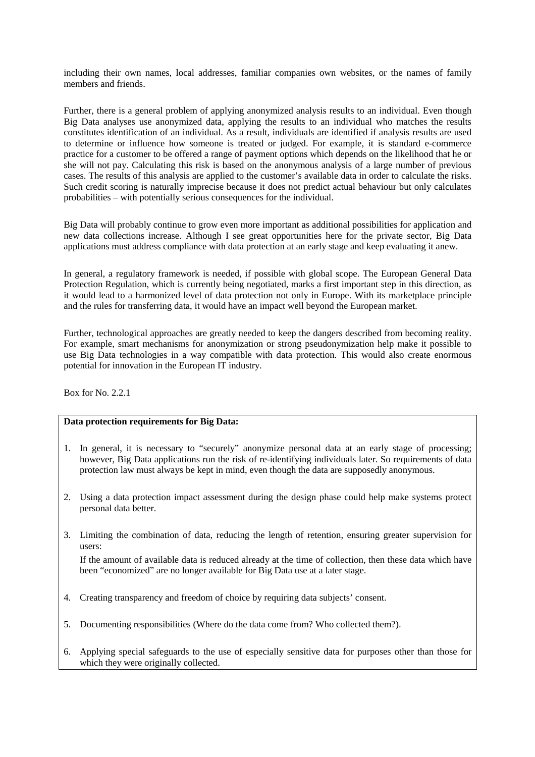including their own names, local addresses, familiar companies own websites, or the names of family members and friends.

Further, there is a general problem of applying anonymized analysis results to an individual. Even though Big Data analyses use anonymized data, applying the results to an individual who matches the results constitutes identification of an individual. As a result, individuals are identified if analysis results are used to determine or influence how someone is treated or judged. For example, it is standard e-commerce practice for a customer to be offered a range of payment options which depends on the likelihood that he or she will not pay. Calculating this risk is based on the anonymous analysis of a large number of previous cases. The results of this analysis are applied to the customer's available data in order to calculate the risks. Such credit scoring is naturally imprecise because it does not predict actual behaviour but only calculates probabilities – with potentially serious consequences for the individual.

Big Data will probably continue to grow even more important as additional possibilities for application and new data collections increase. Although I see great opportunities here for the private sector, Big Data applications must address compliance with data protection at an early stage and keep evaluating it anew.

In general, a regulatory framework is needed, if possible with global scope. The European General Data Protection Regulation, which is currently being negotiated, marks a first important step in this direction, as it would lead to a harmonized level of data protection not only in Europe. With its marketplace principle and the rules for transferring data, it would have an impact well beyond the European market.

Further, technological approaches are greatly needed to keep the dangers described from becoming reality. For example, smart mechanisms for anonymization or strong pseudonymization help make it possible to use Big Data technologies in a way compatible with data protection. This would also create enormous potential for innovation in the European IT industry.

Box for No. 2.2.1

**Data protection requirements for Big Data:**

1. In general, it is necessary to "securely" anonymize personal data at an early stage of processing; however, Big Data applications run the risk of re-identifying individuals later. So requirements of data protection law must always be kept in mind, even though the data are supposedly anonymous.

2. Using a data protection impact assessment during the design phase could help make systems protect personal data better.

3. Limiting the combination of data, reducing the length of retention, ensuring greater supervision for users:

   If the amount of available data is reduced already at the time of collection, then these data which have been "economized" are no longer available for Big Data use at a later stage.

4. Creating transparency and freedom of choice by requiring data subjects' consent.

5. Documenting responsibilities (Where do the data come from? Who collected them?).

6. Applying special safeguards to the use of especially sensitive data for purposes other than those for which they were originally collected.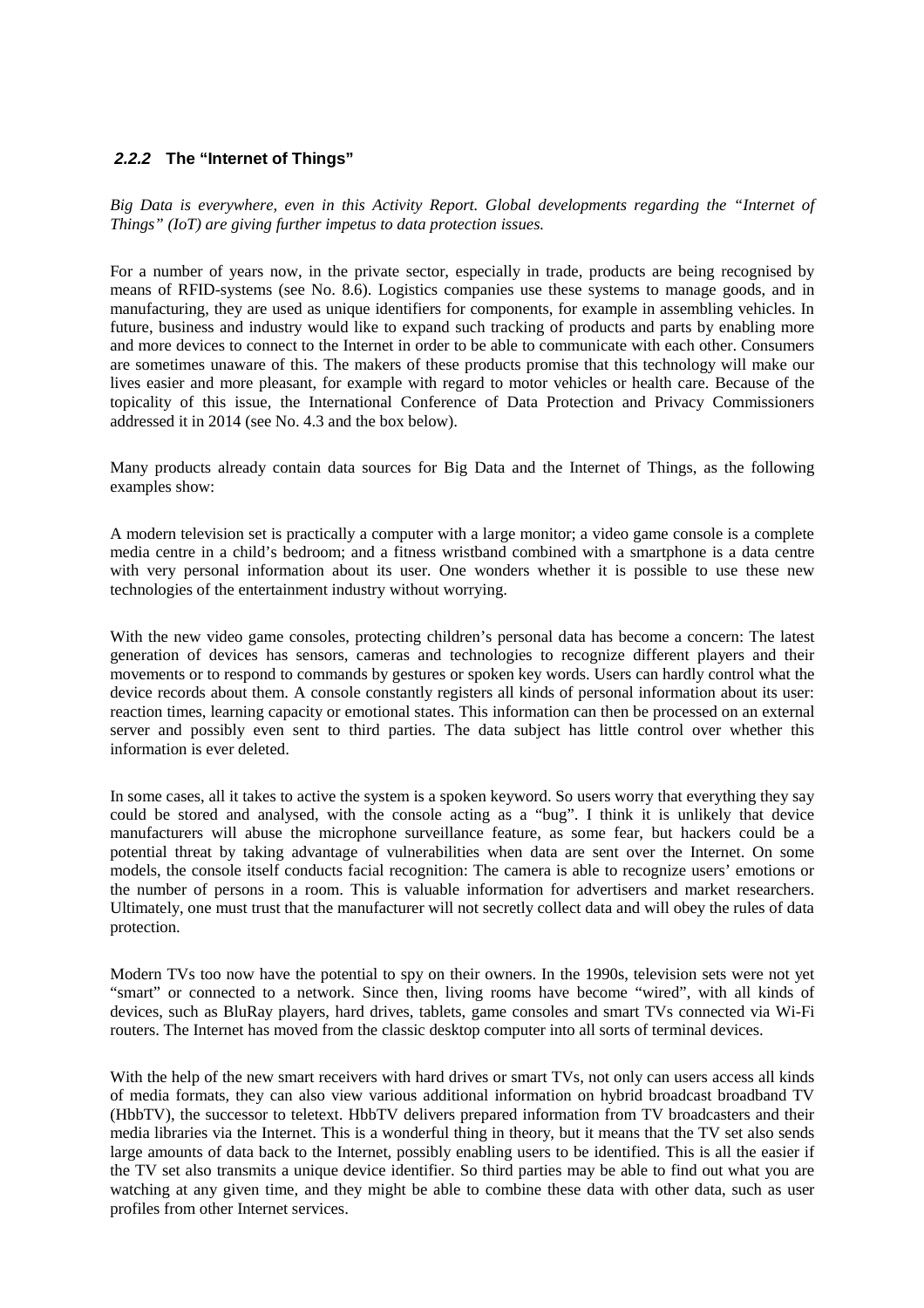### *2.2.2* The "Internet of Things"

*Big Data is everywhere, even in this Activity Report. Global developments regarding the "Internet of Things" (IoT) are giving further impetus to data protection issues.*

For a number of years now, in the private sector, especially in trade, products are being recognised by means of RFID-systems (see No. 8.6). Logistics companies use these systems to manage goods, and in manufacturing, they are used as unique identifiers for components, for example in assembling vehicles. In future, business and industry would like to expand such tracking of products and parts by enabling more and more devices to connect to the Internet in order to be able to communicate with each other. Consumers are sometimes unaware of this. The makers of these products promise that this technology will make our lives easier and more pleasant, for example with regard to motor vehicles or health care. Because of the topicality of this issue, the International Conference of Data Protection and Privacy Commissioners addressed it in 2014 (see No. 4.3 and the box below).

Many products already contain data sources for Big Data and the Internet of Things, as the following examples show:

A modern television set is practically a computer with a large monitor; a video game console is a complete media centre in a child's bedroom; and a fitness wristband combined with a smartphone is a data centre with very personal information about its user. One wonders whether it is possible to use these new technologies of the entertainment industry without worrying.

With the new video game consoles, protecting children's personal data has become a concern: The latest generation of devices has sensors, cameras and technologies to recognize different players and their movements or to respond to commands by gestures or spoken key words. Users can hardly control what the device records about them. A console constantly registers all kinds of personal information about its user: reaction times, learning capacity or emotional states. This information can then be processed on an external server and possibly even sent to third parties. The data subject has little control over whether this information is ever deleted.

In some cases, all it takes to active the system is a spoken keyword. So users worry that everything they say could be stored and analysed, with the console acting as a "bug". I think it is unlikely that device manufacturers will abuse the microphone surveillance feature, as some fear, but hackers could be a potential threat by taking advantage of vulnerabilities when data are sent over the Internet. On some models, the console itself conducts facial recognition: The camera is able to recognize users' emotions or the number of persons in a room. This is valuable information for advertisers and market researchers. Ultimately, one must trust that the manufacturer will not secretly collect data and will obey the rules of data protection.

Modern TVs too now have the potential to spy on their owners. In the 1990s, television sets were not yet "smart" or connected to a network. Since then, living rooms have become "wired", with all kinds of devices, such as BluRay players, hard drives, tablets, game consoles and smart TVs connected via Wi-Fi routers. The Internet has moved from the classic desktop computer into all sorts of terminal devices.

With the help of the new smart receivers with hard drives or smart TVs, not only can users access all kinds of media formats, they can also view various additional information on hybrid broadcast broadband TV (HbbTV), the successor to teletext. HbbTV delivers prepared information from TV broadcasters and their media libraries via the Internet. This is a wonderful thing in theory, but it means that the TV set also sends large amounts of data back to the Internet, possibly enabling users to be identified. This is all the easier if the TV set also transmits a unique device identifier. So third parties may be able to find out what you are watching at any given time, and they might be able to combine these data with other data, such as user profiles from other Internet services.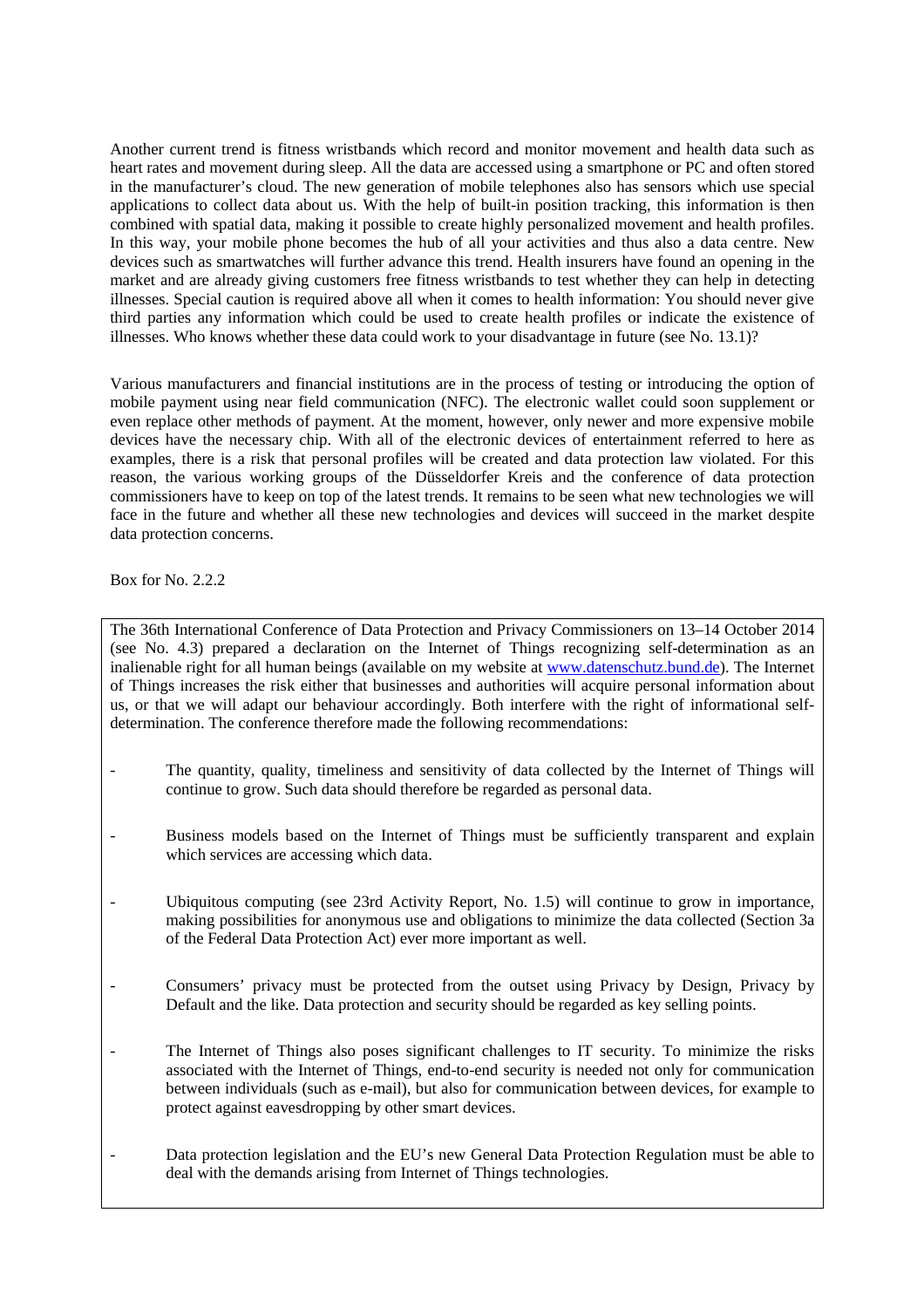Another current trend is fitness wristbands which record and monitor movement and health data such as heart rates and movement during sleep. All the data are accessed using a smartphone or PC and often stored in the manufacturer's cloud. The new generation of mobile telephones also has sensors which use special applications to collect data about us. With the help of built-in position tracking, this information is then combined with spatial data, making it possible to create highly personalized movement and health profiles. In this way, your mobile phone becomes the hub of all your activities and thus also a data centre. New devices such as smartwatches will further advance this trend. Health insurers have found an opening in the market and are already giving customers free fitness wristbands to test whether they can help in detecting illnesses. Special caution is required above all when it comes to health information: You should never give third parties any information which could be used to create health profiles or indicate the existence of illnesses. Who knows whether these data could work to your disadvantage in future (see No. 13.1)?

Various manufacturers and financial institutions are in the process of testing or introducing the option of mobile payment using near field communication (NFC). The electronic wallet could soon supplement or even replace other methods of payment. At the moment, however, only newer and more expensive mobile devices have the necessary chip. With all of the electronic devices of entertainment referred to here as examples, there is a risk that personal profiles will be created and data protection law violated. For this reason, the various working groups of the Düsseldorfer Kreis and the conference of data protection commissioners have to keep on top of the latest trends. It remains to be seen what new technologies we will face in the future and whether all these new technologies and devices will succeed in the market despite data protection concerns.

Box for No. 2.2.2

The 36th International Conference of Data Protection and Privacy Commissioners on 13–14 October 2014 (see No. 4.3) prepared a declaration on the Internet of Things recognizing self-determination as an inalienable right for all human beings (available on my website at [www.datenschutz.bund.de](www.datenschutz.bund.de)). The Internet of Things increases the risk either that businesses and authorities will acquire personal information about us, or that we will adapt our behaviour accordingly. Both interfere with the right of informational self-determination. The conference therefore made the following recommendations:

- The quantity, quality, timeliness and sensitivity of data collected by the Internet of Things will continue to grow. Such data should therefore be regarded as personal data.
- Business models based on the Internet of Things must be sufficiently transparent and explain which services are accessing which data.
- Ubiquitous computing (see 23rd Activity Report, No. 1.5) will continue to grow in importance, making possibilities for anonymous use and obligations to minimize the data collected (Section 3a of the Federal Data Protection Act) ever more important as well.
- Consumers' privacy must be protected from the outset using Privacy by Design, Privacy by Default and the like. Data protection and security should be regarded as key selling points.
- The Internet of Things also poses significant challenges to IT security. To minimize the risks associated with the Internet of Things, end-to-end security is needed not only for communication between individuals (such as e-mail), but also for communication between devices, for example to protect against eavesdropping by other smart devices.
- Data protection legislation and the EU's new General Data Protection Regulation must be able to deal with the demands arising from Internet of Things technologies.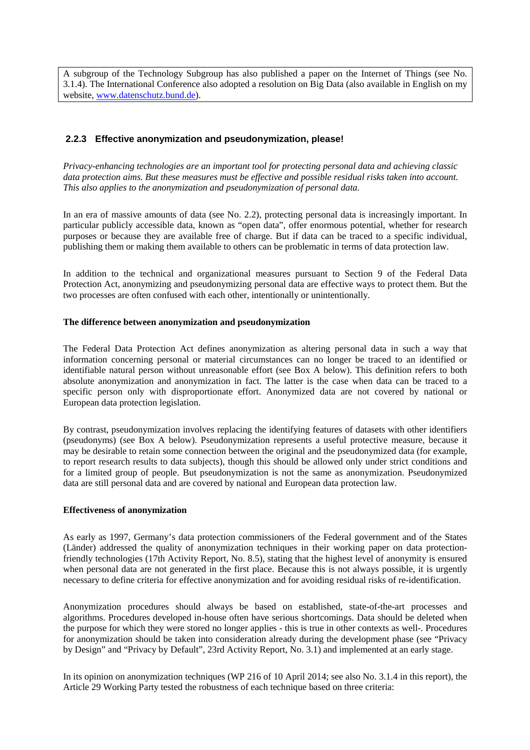A subgroup of the Technology Subgroup has also published a paper on the Internet of Things (see No. 3.1.4). The International Conference also adopted a resolution on Big Data (also available in English on my website, www.datenschutz.bund.de).

### 2.2.3 Effective anonymization and pseudonymization, please!

*Privacy-enhancing technologies are an important tool for protecting personal data and achieving classic data protection aims. But these measures must be effective and possible residual risks taken into account. This also applies to the anonymization and pseudonymization of personal data.*

In an era of massive amounts of data (see No. 2.2), protecting personal data is increasingly important. In particular publicly accessible data, known as "open data", offer enormous potential, whether for research purposes or because they are available free of charge. But if data can be traced to a specific individual, publishing them or making them available to others can be problematic in terms of data protection law.

In addition to the technical and organizational measures pursuant to Section 9 of the Federal Data Protection Act, anonymizing and pseudonymizing personal data are effective ways to protect them. But the two processes are often confused with each other, intentionally or unintentionally.

**The difference between anonymization and pseudonymization**

The Federal Data Protection Act defines anonymization as altering personal data in such a way that information concerning personal or material circumstances can no longer be traced to an identified or identifiable natural person without unreasonable effort (see Box A below). This definition refers to both absolute anonymization and anonymization in fact. The latter is the case when data can be traced to a specific person only with disproportionate effort. Anonymized data are not covered by national or European data protection legislation.

By contrast, pseudonymization involves replacing the identifying features of datasets with other identifiers (pseudonyms) (see Box A below). Pseudonymization represents a useful protective measure, because it may be desirable to retain some connection between the original and the pseudonymized data (for example, to report research results to data subjects), though this should be allowed only under strict conditions and for a limited group of people. But pseudonymization is not the same as anonymization. Pseudonymized data are still personal data and are covered by national and European data protection law.

**Effectiveness of anonymization**

As early as 1997, Germany's data protection commissioners of the Federal government and of the States (Länder) addressed the quality of anonymization techniques in their working paper on data protection-friendly technologies (17th Activity Report, No. 8.5), stating that the highest level of anonymity is ensured when personal data are not generated in the first place. Because this is not always possible, it is urgently necessary to define criteria for effective anonymization and for avoiding residual risks of re-identification.

Anonymization procedures should always be based on established, state-of-the-art processes and algorithms. Procedures developed in-house often have serious shortcomings. Data should be deleted when the purpose for which they were stored no longer applies - this is true in other contexts as well-. Procedures for anonymization should be taken into consideration already during the development phase (see "Privacy by Design" and "Privacy by Default", 23rd Activity Report, No. 3.1) and implemented at an early stage.

In its opinion on anonymization techniques (WP 216 of 10 April 2014; see also No. 3.1.4 in this report), the Article 29 Working Party tested the robustness of each technique based on three criteria: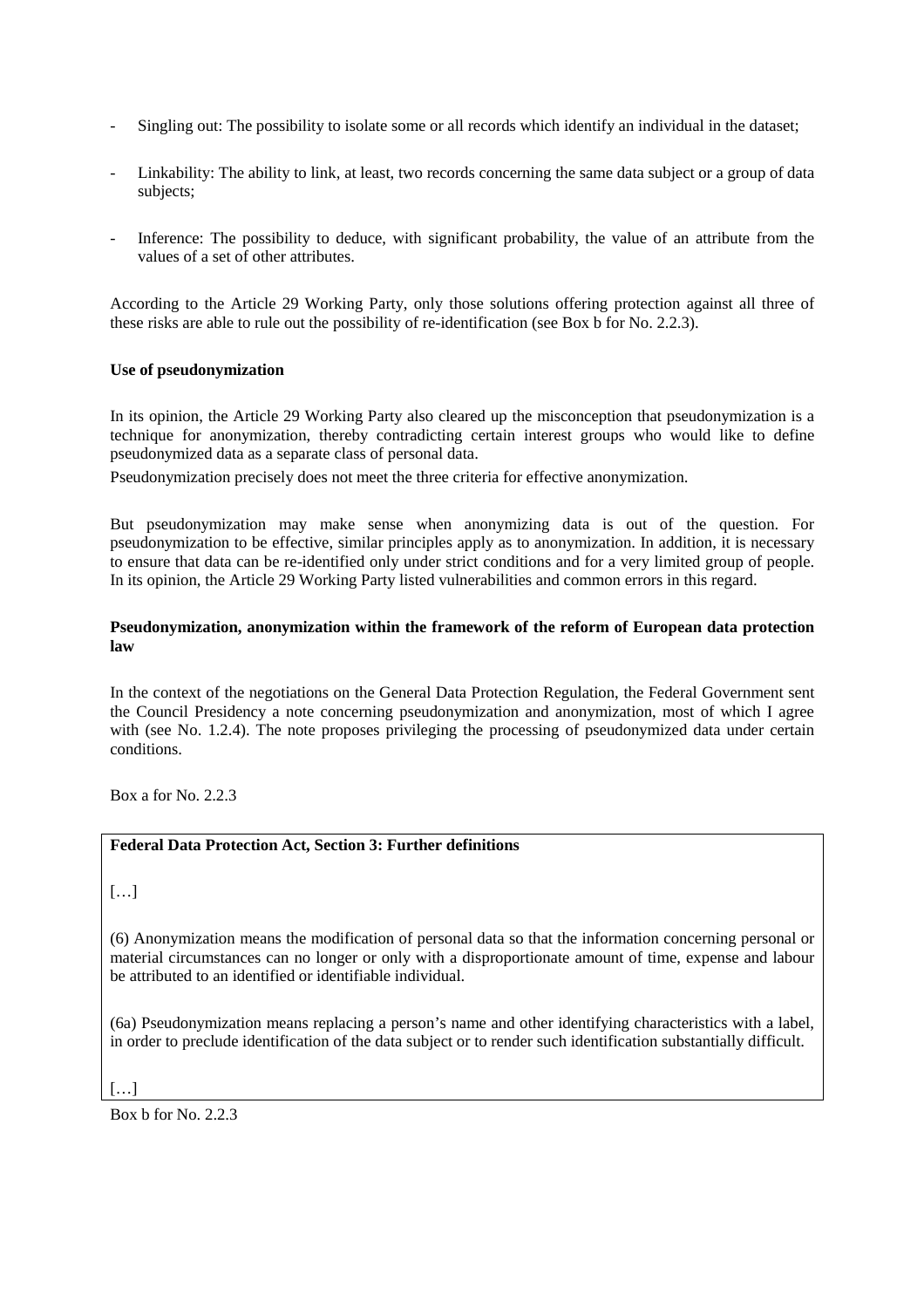- Singling out: The possibility to isolate some or all records which identify an individual in the dataset;
- Linkability: The ability to link, at least, two records concerning the same data subject or a group of data subjects;
- Inference: The possibility to deduce, with significant probability, the value of an attribute from the values of a set of other attributes.

According to the Article 29 Working Party, only those solutions offering protection against all three of these risks are able to rule out the possibility of re-identification (see Box b for No. 2.2.3).

**Use of pseudonymization**

In its opinion, the Article 29 Working Party also cleared up the misconception that pseudonymization is a technique for anonymization, thereby contradicting certain interest groups who would like to define pseudonymized data as a separate class of personal data.

Pseudonymization precisely does not meet the three criteria for effective anonymization.

But pseudonymization may make sense when anonymizing data is out of the question. For pseudonymization to be effective, similar principles apply as to anonymization. In addition, it is necessary to ensure that data can be re-identified only under strict conditions and for a very limited group of people. In its opinion, the Article 29 Working Party listed vulnerabilities and common errors in this regard.

**Pseudonymization, anonymization within the framework of the reform of European data protection law**

In the context of the negotiations on the General Data Protection Regulation, the Federal Government sent the Council Presidency a note concerning pseudonymization and anonymization, most of which I agree with (see No. 1.2.4). The note proposes privileging the processing of pseudonymized data under certain conditions.

Box a for No. 2.2.3

**Federal Data Protection Act, Section 3: Further definitions**

[…]

(6) Anonymization means the modification of personal data so that the information concerning personal or material circumstances can no longer or only with a disproportionate amount of time, expense and labour be attributed to an identified or identifiable individual.

(6a) Pseudonymization means replacing a person's name and other identifying characteristics with a label, in order to preclude identification of the data subject or to render such identification substantially difficult.

[…]

Box b for No. 2.2.3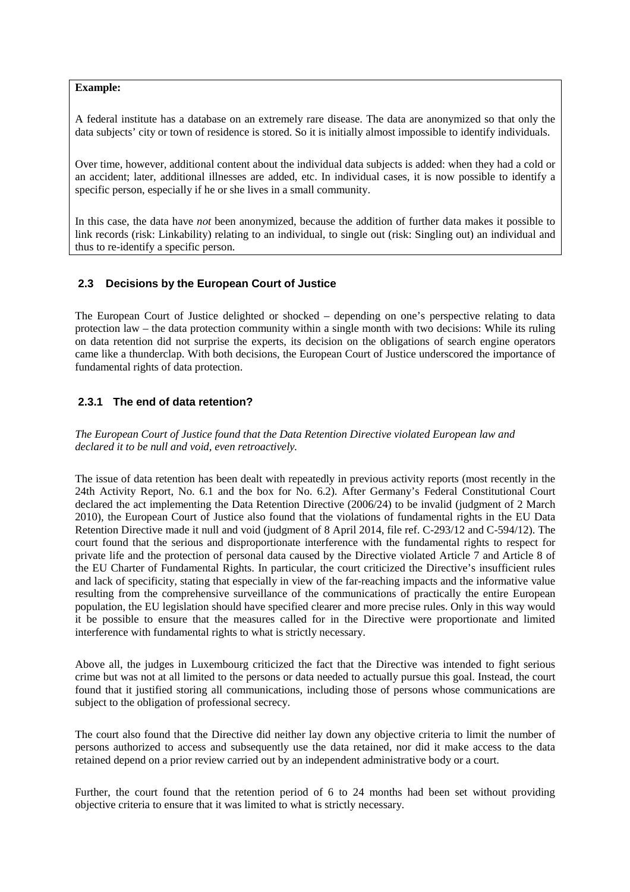**Example:**

A federal institute has a database on an extremely rare disease. The data are anonymized so that only the data subjects' city or town of residence is stored. So it is initially almost impossible to identify individuals.

Over time, however, additional content about the individual data subjects is added: when they had a cold or an accident; later, additional illnesses are added, etc. In individual cases, it is now possible to identify a specific person, especially if he or she lives in a small community.

In this case, the data have *not* been anonymized, because the addition of further data makes it possible to link records (risk: Linkability) relating to an individual, to single out (risk: Singling out) an individual and thus to re-identify a specific person.

## 2.3 Decisions by the European Court of Justice

The European Court of Justice delighted or shocked – depending on one's perspective relating to data protection law – the data protection community within a single month with two decisions: While its ruling on data retention did not surprise the experts, its decision on the obligations of search engine operators came like a thunderclap. With both decisions, the European Court of Justice underscored the importance of fundamental rights of data protection.

### 2.3.1 The end of data retention?

*The European Court of Justice found that the Data Retention Directive violated European law and declared it to be null and void, even retroactively.*

The issue of data retention has been dealt with repeatedly in previous activity reports (most recently in the 24th Activity Report, No. 6.1 and the box for No. 6.2). After Germany's Federal Constitutional Court declared the act implementing the Data Retention Directive (2006/24) to be invalid (judgment of 2 March 2010), the European Court of Justice also found that the violations of fundamental rights in the EU Data Retention Directive made it null and void (judgment of 8 April 2014, file ref. C-293/12 and C-594/12). The court found that the serious and disproportionate interference with the fundamental rights to respect for private life and the protection of personal data caused by the Directive violated Article 7 and Article 8 of the EU Charter of Fundamental Rights. In particular, the court criticized the Directive's insufficient rules and lack of specificity, stating that especially in view of the far-reaching impacts and the informative value resulting from the comprehensive surveillance of the communications of practically the entire European population, the EU legislation should have specified clearer and more precise rules. Only in this way would it be possible to ensure that the measures called for in the Directive were proportionate and limited interference with fundamental rights to what is strictly necessary.

Above all, the judges in Luxembourg criticized the fact that the Directive was intended to fight serious crime but was not at all limited to the persons or data needed to actually pursue this goal. Instead, the court found that it justified storing all communications, including those of persons whose communications are subject to the obligation of professional secrecy.

The court also found that the Directive did neither lay down any objective criteria to limit the number of persons authorized to access and subsequently use the data retained, nor did it make access to the data retained depend on a prior review carried out by an independent administrative body or a court.

Further, the court found that the retention period of 6 to 24 months had been set without providing objective criteria to ensure that it was limited to what is strictly necessary.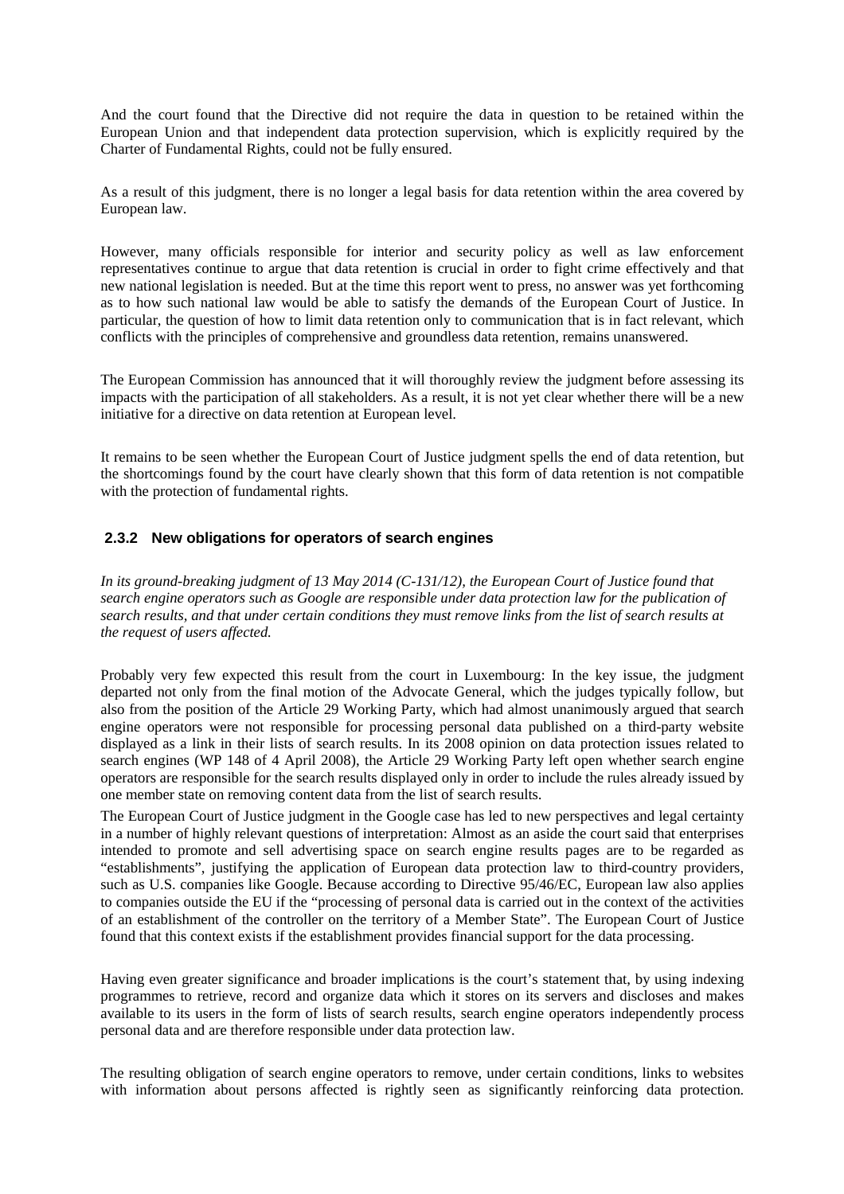And the court found that the Directive did not require the data in question to be retained within the European Union and that independent data protection supervision, which is explicitly required by the Charter of Fundamental Rights, could not be fully ensured.

As a result of this judgment, there is no longer a legal basis for data retention within the area covered by European law.

However, many officials responsible for interior and security policy as well as law enforcement representatives continue to argue that data retention is crucial in order to fight crime effectively and that new national legislation is needed. But at the time this report went to press, no answer was yet forthcoming as to how such national law would be able to satisfy the demands of the European Court of Justice. In particular, the question of how to limit data retention only to communication that is in fact relevant, which conflicts with the principles of comprehensive and groundless data retention, remains unanswered.

The European Commission has announced that it will thoroughly review the judgment before assessing its impacts with the participation of all stakeholders. As a result, it is not yet clear whether there will be a new initiative for a directive on data retention at European level.

It remains to be seen whether the European Court of Justice judgment spells the end of data retention, but the shortcomings found by the court have clearly shown that this form of data retention is not compatible with the protection of fundamental rights.

### 2.3.2 New obligations for operators of search engines

*In its ground-breaking judgment of 13 May 2014 (C-131/12), the European Court of Justice found that search engine operators such as Google are responsible under data protection law for the publication of search results, and that under certain conditions they must remove links from the list of search results at the request of users affected.*

Probably very few expected this result from the court in Luxembourg: In the key issue, the judgment departed not only from the final motion of the Advocate General, which the judges typically follow, but also from the position of the Article 29 Working Party, which had almost unanimously argued that search engine operators were not responsible for processing personal data published on a third-party website displayed as a link in their lists of search results. In its 2008 opinion on data protection issues related to search engines (WP 148 of 4 April 2008), the Article 29 Working Party left open whether search engine operators are responsible for the search results displayed only in order to include the rules already issued by one member state on removing content data from the list of search results.

The European Court of Justice judgment in the Google case has led to new perspectives and legal certainty in a number of highly relevant questions of interpretation: Almost as an aside the court said that enterprises intended to promote and sell advertising space on search engine results pages are to be regarded as "establishments", justifying the application of European data protection law to third-country providers, such as U.S. companies like Google. Because according to Directive 95/46/EC, European law also applies to companies outside the EU if the "processing of personal data is carried out in the context of the activities of an establishment of the controller on the territory of a Member State". The European Court of Justice found that this context exists if the establishment provides financial support for the data processing.

Having even greater significance and broader implications is the court's statement that, by using indexing programmes to retrieve, record and organize data which it stores on its servers and discloses and makes available to its users in the form of lists of search results, search engine operators independently process personal data and are therefore responsible under data protection law.

The resulting obligation of search engine operators to remove, under certain conditions, links to websites with information about persons affected is rightly seen as significantly reinforcing data protection.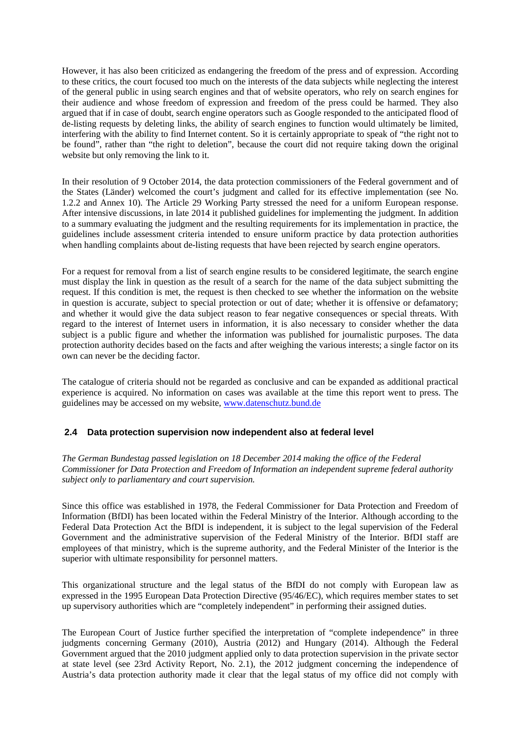However, it has also been criticized as endangering the freedom of the press and of expression. According to these critics, the court focused too much on the interests of the data subjects while neglecting the interest of the general public in using search engines and that of website operators, who rely on search engines for their audience and whose freedom of expression and freedom of the press could be harmed. They also argued that if in case of doubt, search engine operators such as Google responded to the anticipated flood of de-listing requests by deleting links, the ability of search engines to function would ultimately be limited, interfering with the ability to find Internet content. So it is certainly appropriate to speak of "the right not to be found", rather than "the right to deletion", because the court did not require taking down the original website but only removing the link to it.

In their resolution of 9 October 2014, the data protection commissioners of the Federal government and of the States (Länder) welcomed the court's judgment and called for its effective implementation (see No. 1.2.2 and Annex 10). The Article 29 Working Party stressed the need for a uniform European response. After intensive discussions, in late 2014 it published guidelines for implementing the judgment. In addition to a summary evaluating the judgment and the resulting requirements for its implementation in practice, the guidelines include assessment criteria intended to ensure uniform practice by data protection authorities when handling complaints about de-listing requests that have been rejected by search engine operators.

For a request for removal from a list of search engine results to be considered legitimate, the search engine must display the link in question as the result of a search for the name of the data subject submitting the request. If this condition is met, the request is then checked to see whether the information on the website in question is accurate, subject to special protection or out of date; whether it is offensive or defamatory; and whether it would give the data subject reason to fear negative consequences or special threats. With regard to the interest of Internet users in information, it is also necessary to consider whether the data subject is a public figure and whether the information was published for journalistic purposes. The data protection authority decides based on the facts and after weighing the various interests; a single factor on its own can never be the deciding factor.

The catalogue of criteria should not be regarded as conclusive and can be expanded as additional practical experience is acquired. No information on cases was available at the time this report went to press. The guidelines may be accessed on my website, www.datenschutz.bund.de

### 2.4 Data protection supervision now independent also at federal level

*The German Bundestag passed legislation on 18 December 2014 making the office of the Federal Commissioner for Data Protection and Freedom of Information an independent supreme federal authority subject only to parliamentary and court supervision.*

Since this office was established in 1978, the Federal Commissioner for Data Protection and Freedom of Information (BfDI) has been located within the Federal Ministry of the Interior. Although according to the Federal Data Protection Act the BfDI is independent, it is subject to the legal supervision of the Federal Government and the administrative supervision of the Federal Ministry of the Interior. BfDI staff are employees of that ministry, which is the supreme authority, and the Federal Minister of the Interior is the superior with ultimate responsibility for personnel matters.

This organizational structure and the legal status of the BfDI do not comply with European law as expressed in the 1995 European Data Protection Directive (95/46/EC), which requires member states to set up supervisory authorities which are "completely independent" in performing their assigned duties.

The European Court of Justice further specified the interpretation of "complete independence" in three judgments concerning Germany (2010), Austria (2012) and Hungary (2014). Although the Federal Government argued that the 2010 judgment applied only to data protection supervision in the private sector at state level (see 23rd Activity Report, No. 2.1), the 2012 judgment concerning the independence of Austria's data protection authority made it clear that the legal status of my office did not comply with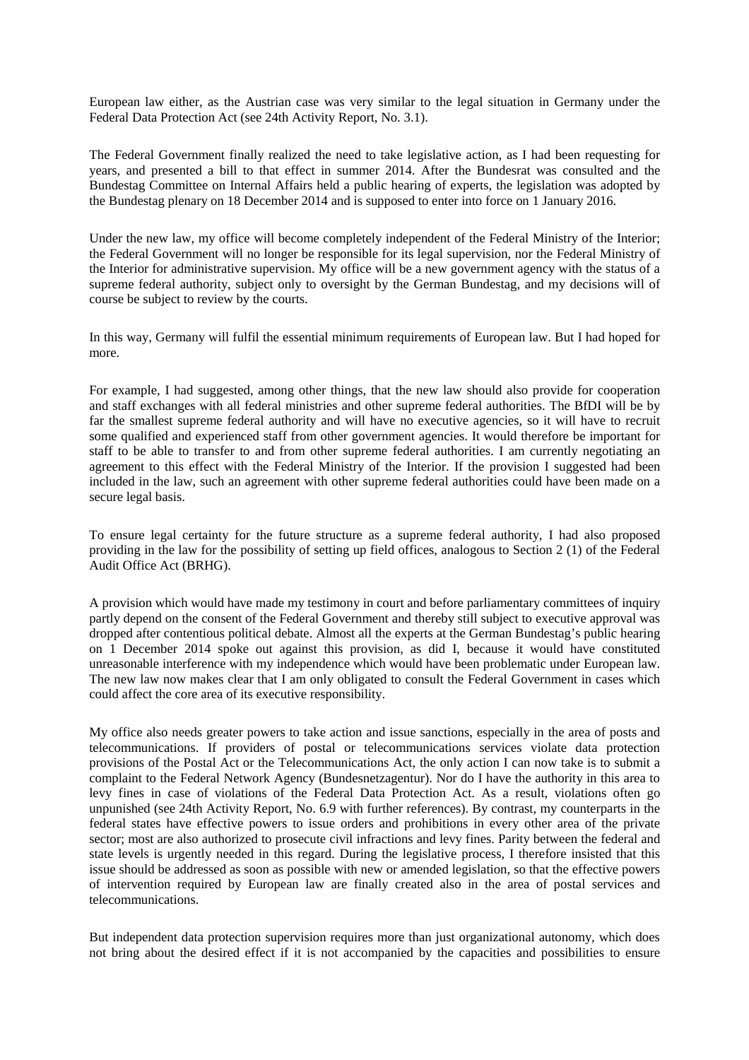European law either, as the Austrian case was very similar to the legal situation in Germany under the Federal Data Protection Act (see 24th Activity Report, No. 3.1).

The Federal Government finally realized the need to take legislative action, as I had been requesting for years, and presented a bill to that effect in summer 2014. After the Bundesrat was consulted and the Bundestag Committee on Internal Affairs held a public hearing of experts, the legislation was adopted by the Bundestag plenary on 18 December 2014 and is supposed to enter into force on 1 January 2016.

Under the new law, my office will become completely independent of the Federal Ministry of the Interior; the Federal Government will no longer be responsible for its legal supervision, nor the Federal Ministry of the Interior for administrative supervision. My office will be a new government agency with the status of a supreme federal authority, subject only to oversight by the German Bundestag, and my decisions will of course be subject to review by the courts.

In this way, Germany will fulfil the essential minimum requirements of European law. But I had hoped for more.

For example, I had suggested, among other things, that the new law should also provide for cooperation and staff exchanges with all federal ministries and other supreme federal authorities. The BfDI will be by far the smallest supreme federal authority and will have no executive agencies, so it will have to recruit some qualified and experienced staff from other government agencies. It would therefore be important for staff to be able to transfer to and from other supreme federal authorities. I am currently negotiating an agreement to this effect with the Federal Ministry of the Interior. If the provision I suggested had been included in the law, such an agreement with other supreme federal authorities could have been made on a secure legal basis.

To ensure legal certainty for the future structure as a supreme federal authority, I had also proposed providing in the law for the possibility of setting up field offices, analogous to Section 2 (1) of the Federal Audit Office Act (BRHG).

A provision which would have made my testimony in court and before parliamentary committees of inquiry partly depend on the consent of the Federal Government and thereby still subject to executive approval was dropped after contentious political debate. Almost all the experts at the German Bundestag's public hearing on 1 December 2014 spoke out against this provision, as did I, because it would have constituted unreasonable interference with my independence which would have been problematic under European law. The new law now makes clear that I am only obligated to consult the Federal Government in cases which could affect the core area of its executive responsibility.

My office also needs greater powers to take action and issue sanctions, especially in the area of posts and telecommunications. If providers of postal or telecommunications services violate data protection provisions of the Postal Act or the Telecommunications Act, the only action I can now take is to submit a complaint to the Federal Network Agency (Bundesnetzagentur). Nor do I have the authority in this area to levy fines in case of violations of the Federal Data Protection Act. As a result, violations often go unpunished (see 24th Activity Report, No. 6.9 with further references). By contrast, my counterparts in the federal states have effective powers to issue orders and prohibitions in every other area of the private sector; most are also authorized to prosecute civil infractions and levy fines. Parity between the federal and state levels is urgently needed in this regard. During the legislative process, I therefore insisted that this issue should be addressed as soon as possible with new or amended legislation, so that the effective powers of intervention required by European law are finally created also in the area of postal services and telecommunications.

But independent data protection supervision requires more than just organizational autonomy, which does not bring about the desired effect if it is not accompanied by the capacities and possibilities to ensure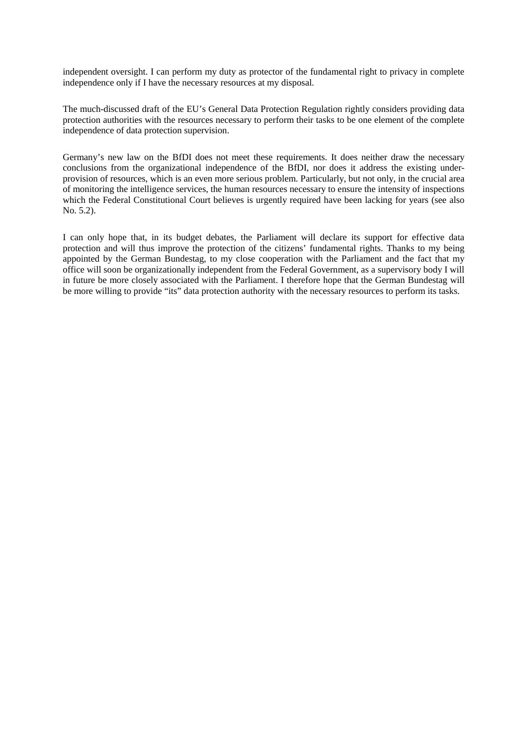independent oversight. I can perform my duty as protector of the fundamental right to privacy in complete independence only if I have the necessary resources at my disposal.

The much-discussed draft of the EU's General Data Protection Regulation rightly considers providing data protection authorities with the resources necessary to perform their tasks to be one element of the complete independence of data protection supervision.

Germany's new law on the BfDI does not meet these requirements. It does neither draw the necessary conclusions from the organizational independence of the BfDI, nor does it address the existing under-provision of resources, which is an even more serious problem. Particularly, but not only, in the crucial area of monitoring the intelligence services, the human resources necessary to ensure the intensity of inspections which the Federal Constitutional Court believes is urgently required have been lacking for years (see also No. 5.2).

I can only hope that, in its budget debates, the Parliament will declare its support for effective data protection and will thus improve the protection of the citizens' fundamental rights. Thanks to my being appointed by the German Bundestag, to my close cooperation with the Parliament and the fact that my office will soon be organizationally independent from the Federal Government, as a supervisory body I will in future be more closely associated with the Parliament. I therefore hope that the German Bundestag will be more willing to provide "its" data protection authority with the necessary resources to perform its tasks.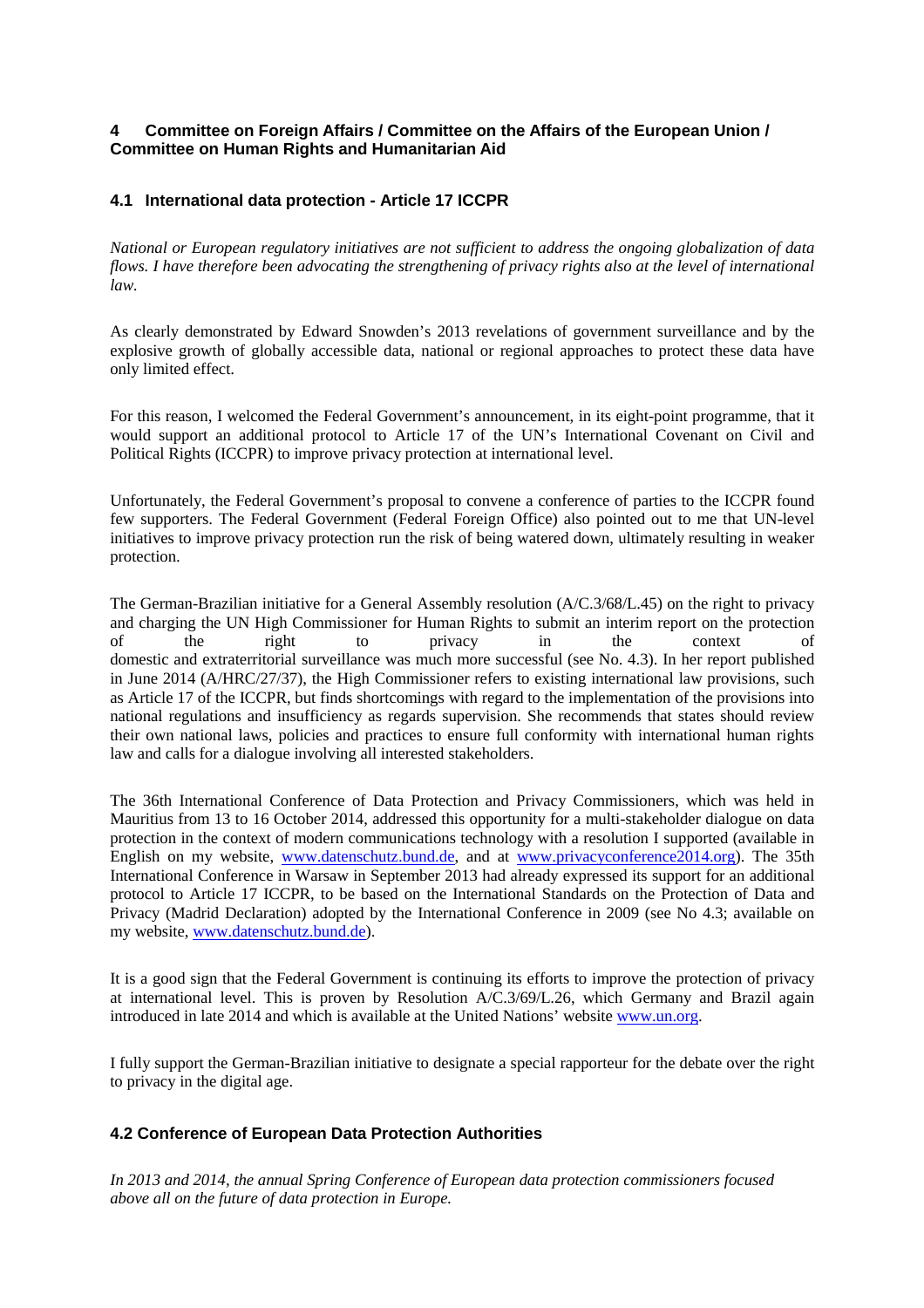## 4 Committee on Foreign Affairs / Committee on the Affairs of the European Union / Committee on Human Rights and Humanitarian Aid

### 4.1 International data protection - Article 17 ICCPR

*National or European regulatory initiatives are not sufficient to address the ongoing globalization of data flows. I have therefore been advocating the strengthening of privacy rights also at the level of international law.*

As clearly demonstrated by Edward Snowden's 2013 revelations of government surveillance and by the explosive growth of globally accessible data, national or regional approaches to protect these data have only limited effect.

For this reason, I welcomed the Federal Government's announcement, in its eight-point programme, that it would support an additional protocol to Article 17 of the UN's International Covenant on Civil and Political Rights (ICCPR) to improve privacy protection at international level.

Unfortunately, the Federal Government's proposal to convene a conference of parties to the ICCPR found few supporters. The Federal Government (Federal Foreign Office) also pointed out to me that UN-level initiatives to improve privacy protection run the risk of being watered down, ultimately resulting in weaker protection.

The German-Brazilian initiative for a General Assembly resolution (A/C.3/68/L.45) on the right to privacy and charging the UN High Commissioner for Human Rights to submit an interim report on the protection of the right to privacy in the context of domestic and extraterritorial surveillance was much more successful (see No. 4.3). In her report published in June 2014 (A/HRC/27/37), the High Commissioner refers to existing international law provisions, such as Article 17 of the ICCPR, but finds shortcomings with regard to the implementation of the provisions into national regulations and insufficiency as regards supervision. She recommends that states should review their own national laws, policies and practices to ensure full conformity with international human rights law and calls for a dialogue involving all interested stakeholders.

The 36th International Conference of Data Protection and Privacy Commissioners, which was held in Mauritius from 13 to 16 October 2014, addressed this opportunity for a multi-stakeholder dialogue on data protection in the context of modern communications technology with a resolution I supported (available in English on my website, www.datenschutz.bund.de, and at www.privacyconference2014.org). The 35th International Conference in Warsaw in September 2013 had already expressed its support for an additional protocol to Article 17 ICCPR, to be based on the International Standards on the Protection of Data and Privacy (Madrid Declaration) adopted by the International Conference in 2009 (see No 4.3; available on my website, www.datenschutz.bund.de).

It is a good sign that the Federal Government is continuing its efforts to improve the protection of privacy at international level. This is proven by Resolution A/C.3/69/L.26, which Germany and Brazil again introduced in late 2014 and which is available at the United Nations' website www.un.org.

I fully support the German-Brazilian initiative to designate a special rapporteur for the debate over the right to privacy in the digital age.

### 4.2 Conference of European Data Protection Authorities

*In 2013 and 2014, the annual Spring Conference of European data protection commissioners focused above all on the future of data protection in Europe.*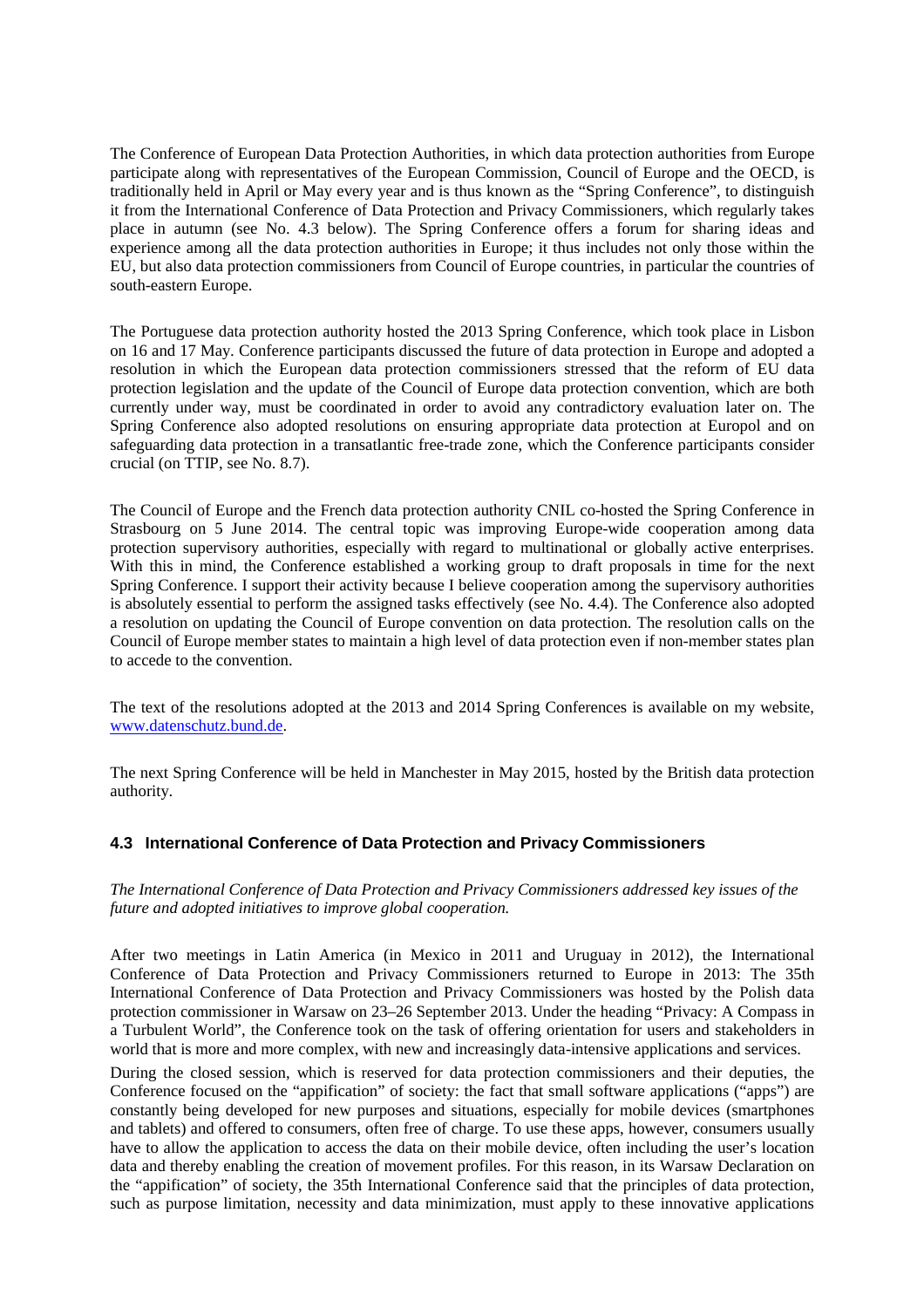The Conference of European Data Protection Authorities, in which data protection authorities from Europe participate along with representatives of the European Commission, Council of Europe and the OECD, is traditionally held in April or May every year and is thus known as the "Spring Conference", to distinguish it from the International Conference of Data Protection and Privacy Commissioners, which regularly takes place in autumn (see No. 4.3 below). The Spring Conference offers a forum for sharing ideas and experience among all the data protection authorities in Europe; it thus includes not only those within the EU, but also data protection commissioners from Council of Europe countries, in particular the countries of south-eastern Europe.

The Portuguese data protection authority hosted the 2013 Spring Conference, which took place in Lisbon on 16 and 17 May. Conference participants discussed the future of data protection in Europe and adopted a resolution in which the European data protection commissioners stressed that the reform of EU data protection legislation and the update of the Council of Europe data protection convention, which are both currently under way, must be coordinated in order to avoid any contradictory evaluation later on. The Spring Conference also adopted resolutions on ensuring appropriate data protection at Europol and on safeguarding data protection in a transatlantic free-trade zone, which the Conference participants consider crucial (on TTIP, see No. 8.7).

The Council of Europe and the French data protection authority CNIL co-hosted the Spring Conference in Strasbourg on 5 June 2014. The central topic was improving Europe-wide cooperation among data protection supervisory authorities, especially with regard to multinational or globally active enterprises. With this in mind, the Conference established a working group to draft proposals in time for the next Spring Conference. I support their activity because I believe cooperation among the supervisory authorities is absolutely essential to perform the assigned tasks effectively (see No. 4.4). The Conference also adopted a resolution on updating the Council of Europe convention on data protection. The resolution calls on the Council of Europe member states to maintain a high level of data protection even if non-member states plan to accede to the convention.

The text of the resolutions adopted at the 2013 and 2014 Spring Conferences is available on my website, www.datenschutz.bund.de.

The next Spring Conference will be held in Manchester in May 2015, hosted by the British data protection authority.

### 4.3 International Conference of Data Protection and Privacy Commissioners

*The International Conference of Data Protection and Privacy Commissioners addressed key issues of the future and adopted initiatives to improve global cooperation.*

After two meetings in Latin America (in Mexico in 2011 and Uruguay in 2012), the International Conference of Data Protection and Privacy Commissioners returned to Europe in 2013: The 35th International Conference of Data Protection and Privacy Commissioners was hosted by the Polish data protection commissioner in Warsaw on 23–26 September 2013. Under the heading "Privacy: A Compass in a Turbulent World", the Conference took on the task of offering orientation for users and stakeholders in world that is more and more complex, with new and increasingly data-intensive applications and services.

During the closed session, which is reserved for data protection commissioners and their deputies, the Conference focused on the "appification" of society: the fact that small software applications ("apps") are constantly being developed for new purposes and situations, especially for mobile devices (smartphones and tablets) and offered to consumers, often free of charge. To use these apps, however, consumers usually have to allow the application to access the data on their mobile device, often including the user's location data and thereby enabling the creation of movement profiles. For this reason, in its Warsaw Declaration on the "appification" of society, the 35th International Conference said that the principles of data protection, such as purpose limitation, necessity and data minimization, must apply to these innovative applications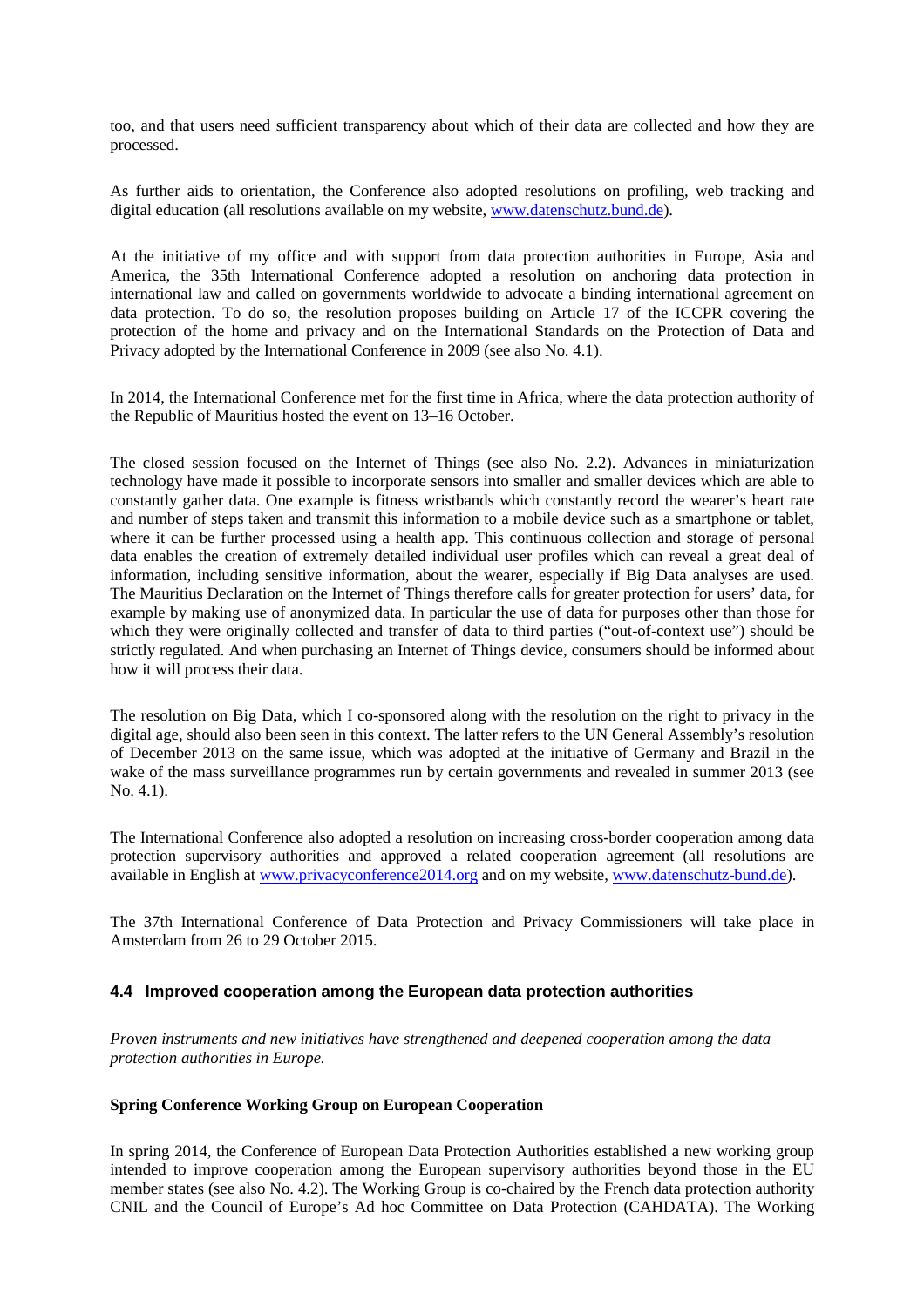too, and that users need sufficient transparency about which of their data are collected and how they are processed.

As further aids to orientation, the Conference also adopted resolutions on profiling, web tracking and digital education (all resolutions available on my website, [www.datenschutz.bund.de](www.datenschutz.bund.de)).

At the initiative of my office and with support from data protection authorities in Europe, Asia and America, the 35th International Conference adopted a resolution on anchoring data protection in international law and called on governments worldwide to advocate a binding international agreement on data protection. To do so, the resolution proposes building on Article 17 of the ICCPR covering the protection of the home and privacy and on the International Standards on the Protection of Data and Privacy adopted by the International Conference in 2009 (see also No. 4.1).

In 2014, the International Conference met for the first time in Africa, where the data protection authority of the Republic of Mauritius hosted the event on 13–16 October.

The closed session focused on the Internet of Things (see also No. 2.2). Advances in miniaturization technology have made it possible to incorporate sensors into smaller and smaller devices which are able to constantly gather data. One example is fitness wristbands which constantly record the wearer's heart rate and number of steps taken and transmit this information to a mobile device such as a smartphone or tablet, where it can be further processed using a health app. This continuous collection and storage of personal data enables the creation of extremely detailed individual user profiles which can reveal a great deal of information, including sensitive information, about the wearer, especially if Big Data analyses are used. The Mauritius Declaration on the Internet of Things therefore calls for greater protection for users' data, for example by making use of anonymized data. In particular the use of data for purposes other than those for which they were originally collected and transfer of data to third parties ("out-of-context use") should be strictly regulated. And when purchasing an Internet of Things device, consumers should be informed about how it will process their data.

The resolution on Big Data, which I co-sponsored along with the resolution on the right to privacy in the digital age, should also been seen in this context. The latter refers to the UN General Assembly's resolution of December 2013 on the same issue, which was adopted at the initiative of Germany and Brazil in the wake of the mass surveillance programmes run by certain governments and revealed in summer 2013 (see No. 4.1).

The International Conference also adopted a resolution on increasing cross-border cooperation among data protection supervisory authorities and approved a related cooperation agreement (all resolutions are available in English at [www.privacyconference2014.org](www.privacyconference2014.org) and on my website, [www.datenschutz-bund.de](www.datenschutz-bund.de)).

The 37th International Conference of Data Protection and Privacy Commissioners will take place in Amsterdam from 26 to 29 October 2015.

## 4.4 Improved cooperation among the European data protection authorities

*Proven instruments and new initiatives have strengthened and deepened cooperation among the data protection authorities in Europe.*

**Spring Conference Working Group on European Cooperation**

In spring 2014, the Conference of European Data Protection Authorities established a new working group intended to improve cooperation among the European supervisory authorities beyond those in the EU member states (see also No. 4.2). The Working Group is co-chaired by the French data protection authority CNIL and the Council of Europe's Ad hoc Committee on Data Protection (CAHDATA). The Working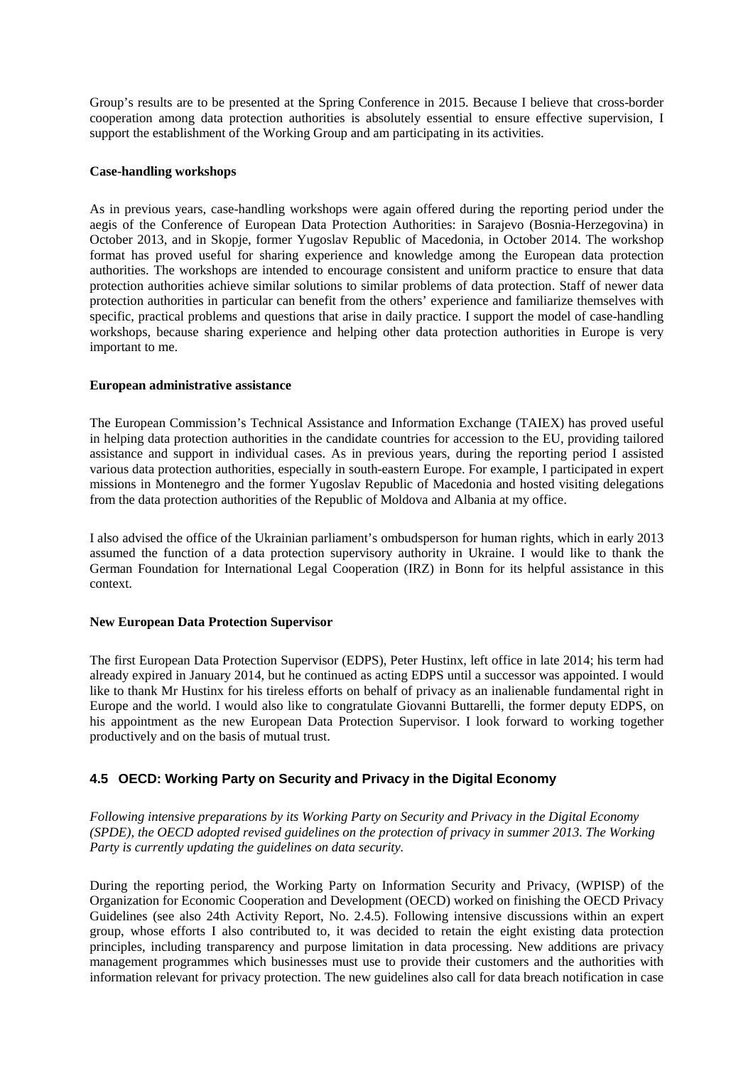Group's results are to be presented at the Spring Conference in 2015. Because I believe that cross-border cooperation among data protection authorities is absolutely essential to ensure effective supervision, I support the establishment of the Working Group and am participating in its activities.

**Case-handling workshops**

As in previous years, case-handling workshops were again offered during the reporting period under the aegis of the Conference of European Data Protection Authorities: in Sarajevo (Bosnia-Herzegovina) in October 2013, and in Skopje, former Yugoslav Republic of Macedonia, in October 2014. The workshop format has proved useful for sharing experience and knowledge among the European data protection authorities. The workshops are intended to encourage consistent and uniform practice to ensure that data protection authorities achieve similar solutions to similar problems of data protection. Staff of newer data protection authorities in particular can benefit from the others' experience and familiarize themselves with specific, practical problems and questions that arise in daily practice. I support the model of case-handling workshops, because sharing experience and helping other data protection authorities in Europe is very important to me.

**European administrative assistance**

The European Commission's Technical Assistance and Information Exchange (TAIEX) has proved useful in helping data protection authorities in the candidate countries for accession to the EU, providing tailored assistance and support in individual cases. As in previous years, during the reporting period I assisted various data protection authorities, especially in south-eastern Europe. For example, I participated in expert missions in Montenegro and the former Yugoslav Republic of Macedonia and hosted visiting delegations from the data protection authorities of the Republic of Moldova and Albania at my office.

I also advised the office of the Ukrainian parliament's ombudsperson for human rights, which in early 2013 assumed the function of a data protection supervisory authority in Ukraine. I would like to thank the German Foundation for International Legal Cooperation (IRZ) in Bonn for its helpful assistance in this context.

**New European Data Protection Supervisor**

The first European Data Protection Supervisor (EDPS), Peter Hustinx, left office in late 2014; his term had already expired in January 2014, but he continued as acting EDPS until a successor was appointed. I would like to thank Mr Hustinx for his tireless efforts on behalf of privacy as an inalienable fundamental right in Europe and the world. I would also like to congratulate Giovanni Buttarelli, the former deputy EDPS, on his appointment as the new European Data Protection Supervisor. I look forward to working together productively and on the basis of mutual trust.

## 4.5 OECD: Working Party on Security and Privacy in the Digital Economy

*Following intensive preparations by its Working Party on Security and Privacy in the Digital Economy (SPDE), the OECD adopted revised guidelines on the protection of privacy in summer 2013. The Working Party is currently updating the guidelines on data security.*

During the reporting period, the Working Party on Information Security and Privacy, (WPISP) of the Organization for Economic Cooperation and Development (OECD) worked on finishing the OECD Privacy Guidelines (see also 24th Activity Report, No. 2.4.5). Following intensive discussions within an expert group, whose efforts I also contributed to, it was decided to retain the eight existing data protection principles, including transparency and purpose limitation in data processing. New additions are privacy management programmes which businesses must use to provide their customers and the authorities with information relevant for privacy protection. The new guidelines also call for data breach notification in case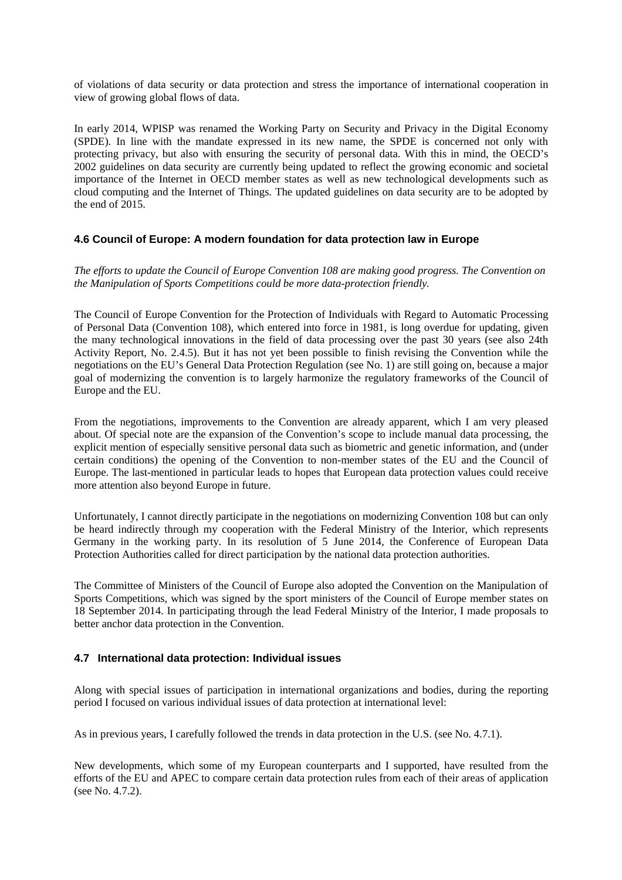of violations of data security or data protection and stress the importance of international cooperation in view of growing global flows of data.

In early 2014, WPISP was renamed the Working Party on Security and Privacy in the Digital Economy (SPDE). In line with the mandate expressed in its new name, the SPDE is concerned not only with protecting privacy, but also with ensuring the security of personal data. With this in mind, the OECD's 2002 guidelines on data security are currently being updated to reflect the growing economic and societal importance of the Internet in OECD member states as well as new technological developments such as cloud computing and the Internet of Things. The updated guidelines on data security are to be adopted by the end of 2015.

### 4.6 Council of Europe: A modern foundation for data protection law in Europe

*The efforts to update the Council of Europe Convention 108 are making good progress. The Convention on the Manipulation of Sports Competitions could be more data-protection friendly.*

The Council of Europe Convention for the Protection of Individuals with Regard to Automatic Processing of Personal Data (Convention 108), which entered into force in 1981, is long overdue for updating, given the many technological innovations in the field of data processing over the past 30 years (see also 24th Activity Report, No. 2.4.5). But it has not yet been possible to finish revising the Convention while the negotiations on the EU's General Data Protection Regulation (see No. 1) are still going on, because a major goal of modernizing the convention is to largely harmonize the regulatory frameworks of the Council of Europe and the EU.

From the negotiations, improvements to the Convention are already apparent, which I am very pleased about. Of special note are the expansion of the Convention's scope to include manual data processing, the explicit mention of especially sensitive personal data such as biometric and genetic information, and (under certain conditions) the opening of the Convention to non-member states of the EU and the Council of Europe. The last-mentioned in particular leads to hopes that European data protection values could receive more attention also beyond Europe in future.

Unfortunately, I cannot directly participate in the negotiations on modernizing Convention 108 but can only be heard indirectly through my cooperation with the Federal Ministry of the Interior, which represents Germany in the working party. In its resolution of 5 June 2014, the Conference of European Data Protection Authorities called for direct participation by the national data protection authorities.

The Committee of Ministers of the Council of Europe also adopted the Convention on the Manipulation of Sports Competitions, which was signed by the sport ministers of the Council of Europe member states on 18 September 2014. In participating through the lead Federal Ministry of the Interior, I made proposals to better anchor data protection in the Convention.

### 4.7 International data protection: Individual issues

Along with special issues of participation in international organizations and bodies, during the reporting period I focused on various individual issues of data protection at international level:

As in previous years, I carefully followed the trends in data protection in the U.S. (see No. 4.7.1).

New developments, which some of my European counterparts and I supported, have resulted from the efforts of the EU and APEC to compare certain data protection rules from each of their areas of application (see No. 4.7.2).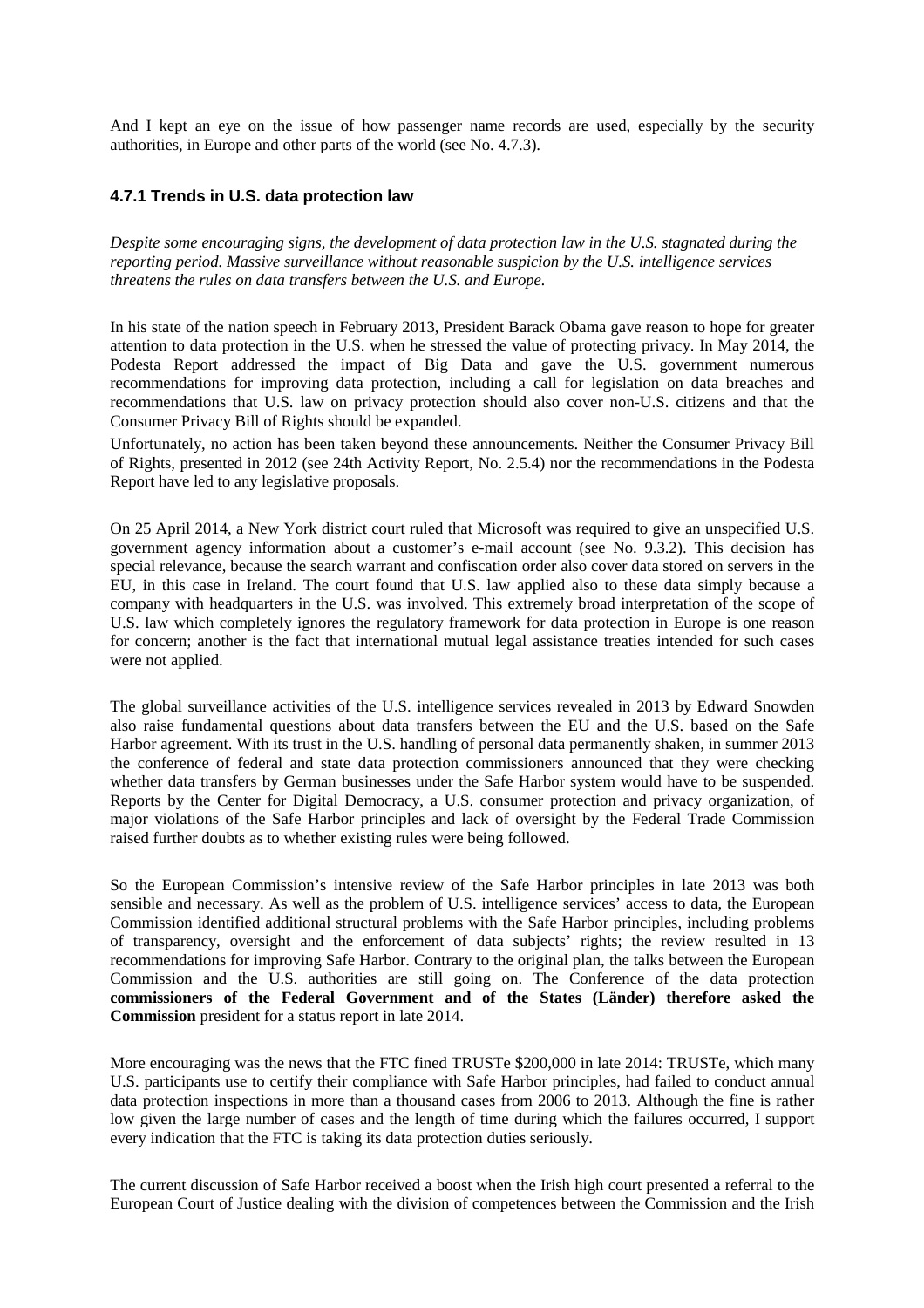And I kept an eye on the issue of how passenger name records are used, especially by the security authorities, in Europe and other parts of the world (see No. 4.7.3).

### 4.7.1 Trends in U.S. data protection law

*Despite some encouraging signs, the development of data protection law in the U.S. stagnated during the reporting period. Massive surveillance without reasonable suspicion by the U.S. intelligence services threatens the rules on data transfers between the U.S. and Europe.*

In his state of the nation speech in February 2013, President Barack Obama gave reason to hope for greater attention to data protection in the U.S. when he stressed the value of protecting privacy. In May 2014, the Podesta Report addressed the impact of Big Data and gave the U.S. government numerous recommendations for improving data protection, including a call for legislation on data breaches and recommendations that U.S. law on privacy protection should also cover non-U.S. citizens and that the Consumer Privacy Bill of Rights should be expanded.

Unfortunately, no action has been taken beyond these announcements. Neither the Consumer Privacy Bill of Rights, presented in 2012 (see 24th Activity Report, No. 2.5.4) nor the recommendations in the Podesta Report have led to any legislative proposals.

On 25 April 2014, a New York district court ruled that Microsoft was required to give an unspecified U.S. government agency information about a customer's e-mail account (see No. 9.3.2). This decision has special relevance, because the search warrant and confiscation order also cover data stored on servers in the EU, in this case in Ireland. The court found that U.S. law applied also to these data simply because a company with headquarters in the U.S. was involved. This extremely broad interpretation of the scope of U.S. law which completely ignores the regulatory framework for data protection in Europe is one reason for concern; another is the fact that international mutual legal assistance treaties intended for such cases were not applied.

The global surveillance activities of the U.S. intelligence services revealed in 2013 by Edward Snowden also raise fundamental questions about data transfers between the EU and the U.S. based on the Safe Harbor agreement. With its trust in the U.S. handling of personal data permanently shaken, in summer 2013 the conference of federal and state data protection commissioners announced that they were checking whether data transfers by German businesses under the Safe Harbor system would have to be suspended. Reports by the Center for Digital Democracy, a U.S. consumer protection and privacy organization, of major violations of the Safe Harbor principles and lack of oversight by the Federal Trade Commission raised further doubts as to whether existing rules were being followed.

So the European Commission's intensive review of the Safe Harbor principles in late 2013 was both sensible and necessary. As well as the problem of U.S. intelligence services' access to data, the European Commission identified additional structural problems with the Safe Harbor principles, including problems of transparency, oversight and the enforcement of data subjects' rights; the review resulted in 13 recommendations for improving Safe Harbor. Contrary to the original plan, the talks between the European Commission and the U.S. authorities are still going on. The Conference of the data protection **commissioners of the Federal Government and of the States (Länder) therefore asked the Commission** president for a status report in late 2014.

More encouraging was the news that the FTC fined TRUSTe $200,000 in late 2014: TRUSTe, which many U.S. participants use to certify their compliance with Safe Harbor principles, had failed to conduct annual data protection inspections in more than a thousand cases from 2006 to 2013. Although the fine is rather low given the large number of cases and the length of time during which the failures occurred, I support every indication that the FTC is taking its data protection duties seriously.

The current discussion of Safe Harbor received a boost when the Irish high court presented a referral to the European Court of Justice dealing with the division of competences between the Commission and the Irish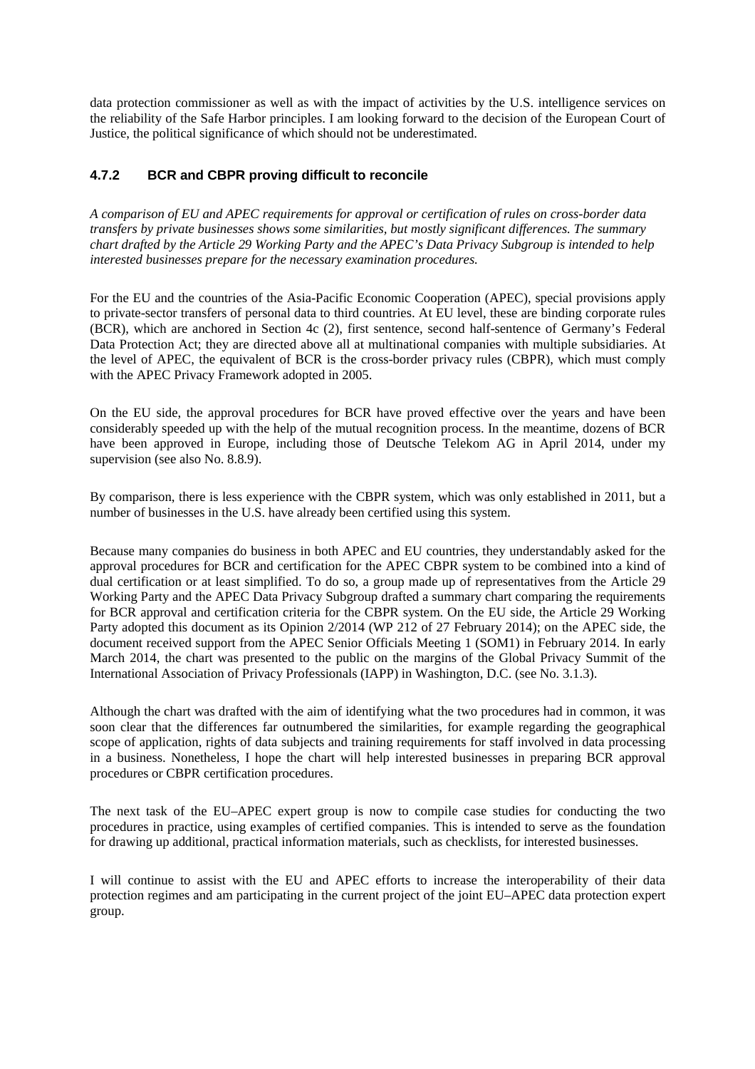data protection commissioner as well as with the impact of activities by the U.S. intelligence services on the reliability of the Safe Harbor principles. I am looking forward to the decision of the European Court of Justice, the political significance of which should not be underestimated.

### 4.7.2 BCR and CBPR proving difficult to reconcile

*A comparison of EU and APEC requirements for approval or certification of rules on cross-border data transfers by private businesses shows some similarities, but mostly significant differences. The summary chart drafted by the Article 29 Working Party and the APEC's Data Privacy Subgroup is intended to help interested businesses prepare for the necessary examination procedures.*

For the EU and the countries of the Asia-Pacific Economic Cooperation (APEC), special provisions apply to private-sector transfers of personal data to third countries. At EU level, these are binding corporate rules (BCR), which are anchored in Section 4c (2), first sentence, second half-sentence of Germany's Federal Data Protection Act; they are directed above all at multinational companies with multiple subsidiaries. At the level of APEC, the equivalent of BCR is the cross-border privacy rules (CBPR), which must comply with the APEC Privacy Framework adopted in 2005.

On the EU side, the approval procedures for BCR have proved effective over the years and have been considerably speeded up with the help of the mutual recognition process. In the meantime, dozens of BCR have been approved in Europe, including those of Deutsche Telekom AG in April 2014, under my supervision (see also No. 8.8.9).

By comparison, there is less experience with the CBPR system, which was only established in 2011, but a number of businesses in the U.S. have already been certified using this system.

Because many companies do business in both APEC and EU countries, they understandably asked for the approval procedures for BCR and certification for the APEC CBPR system to be combined into a kind of dual certification or at least simplified. To do so, a group made up of representatives from the Article 29 Working Party and the APEC Data Privacy Subgroup drafted a summary chart comparing the requirements for BCR approval and certification criteria for the CBPR system. On the EU side, the Article 29 Working Party adopted this document as its Opinion 2/2014 (WP 212 of 27 February 2014); on the APEC side, the document received support from the APEC Senior Officials Meeting 1 (SOM1) in February 2014. In early March 2014, the chart was presented to the public on the margins of the Global Privacy Summit of the International Association of Privacy Professionals (IAPP) in Washington, D.C. (see No. 3.1.3).

Although the chart was drafted with the aim of identifying what the two procedures had in common, it was soon clear that the differences far outnumbered the similarities, for example regarding the geographical scope of application, rights of data subjects and training requirements for staff involved in data processing in a business. Nonetheless, I hope the chart will help interested businesses in preparing BCR approval procedures or CBPR certification procedures.

The next task of the EU–APEC expert group is now to compile case studies for conducting the two procedures in practice, using examples of certified companies. This is intended to serve as the foundation for drawing up additional, practical information materials, such as checklists, for interested businesses.

I will continue to assist with the EU and APEC efforts to increase the interoperability of their data protection regimes and am participating in the current project of the joint EU–APEC data protection expert group.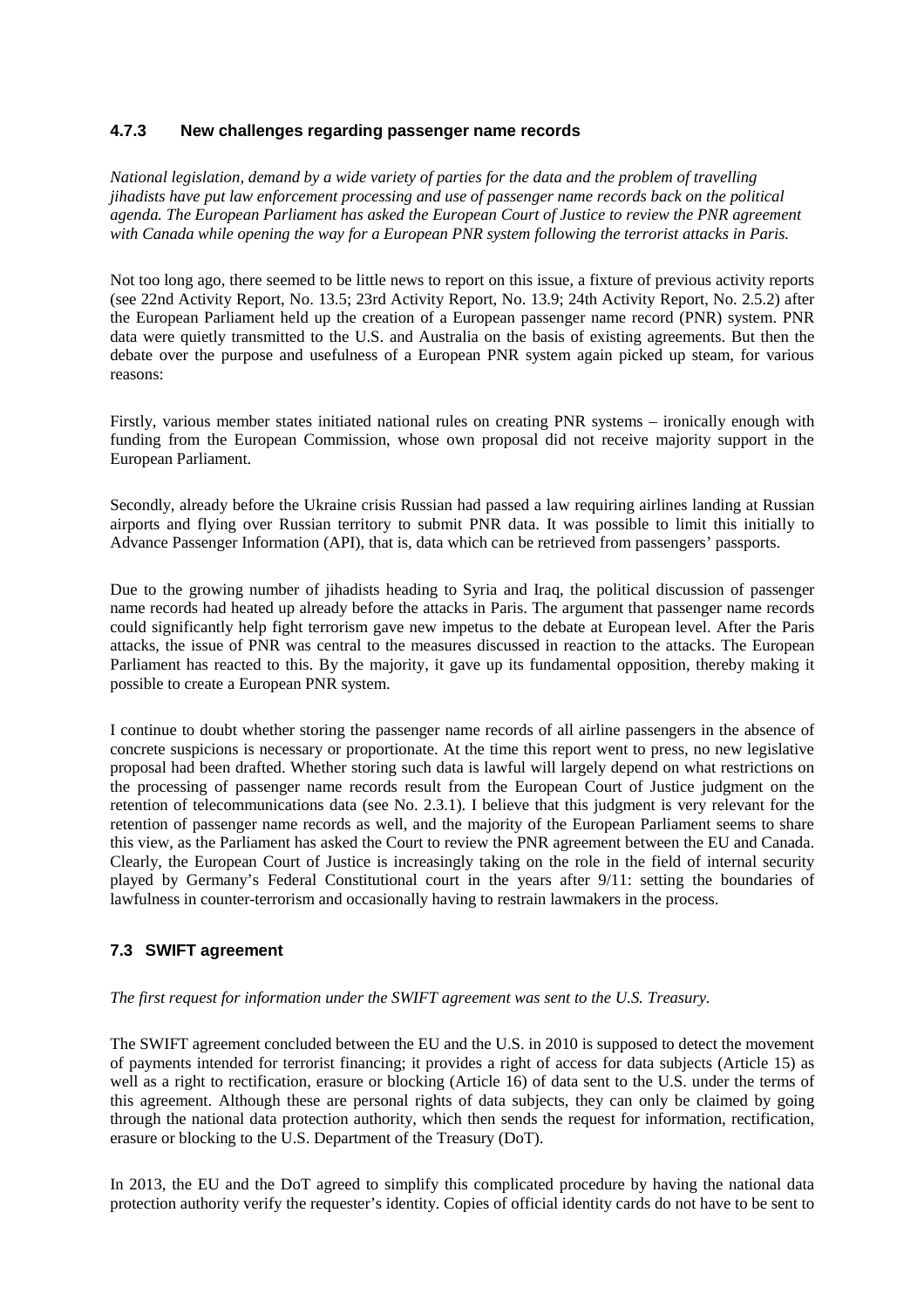### 4.7.3 New challenges regarding passenger name records

*National legislation, demand by a wide variety of parties for the data and the problem of travelling jihadists have put law enforcement processing and use of passenger name records back on the political agenda. The European Parliament has asked the European Court of Justice to review the PNR agreement with Canada while opening the way for a European PNR system following the terrorist attacks in Paris.*

Not too long ago, there seemed to be little news to report on this issue, a fixture of previous activity reports (see 22nd Activity Report, No. 13.5; 23rd Activity Report, No. 13.9; 24th Activity Report, No. 2.5.2) after the European Parliament held up the creation of a European passenger name record (PNR) system. PNR data were quietly transmitted to the U.S. and Australia on the basis of existing agreements. But then the debate over the purpose and usefulness of a European PNR system again picked up steam, for various reasons:

Firstly, various member states initiated national rules on creating PNR systems – ironically enough with funding from the European Commission, whose own proposal did not receive majority support in the European Parliament.

Secondly, already before the Ukraine crisis Russian had passed a law requiring airlines landing at Russian airports and flying over Russian territory to submit PNR data. It was possible to limit this initially to Advance Passenger Information (API), that is, data which can be retrieved from passengers' passports.

Due to the growing number of jihadists heading to Syria and Iraq, the political discussion of passenger name records had heated up already before the attacks in Paris. The argument that passenger name records could significantly help fight terrorism gave new impetus to the debate at European level. After the Paris attacks, the issue of PNR was central to the measures discussed in reaction to the attacks. The European Parliament has reacted to this. By the majority, it gave up its fundamental opposition, thereby making it possible to create a European PNR system.

I continue to doubt whether storing the passenger name records of all airline passengers in the absence of concrete suspicions is necessary or proportionate. At the time this report went to press, no new legislative proposal had been drafted. Whether storing such data is lawful will largely depend on what restrictions on the processing of passenger name records result from the European Court of Justice judgment on the retention of telecommunications data (see No. 2.3.1). I believe that this judgment is very relevant for the retention of passenger name records as well, and the majority of the European Parliament seems to share this view, as the Parliament has asked the Court to review the PNR agreement between the EU and Canada. Clearly, the European Court of Justice is increasingly taking on the role in the field of internal security played by Germany's Federal Constitutional court in the years after 9/11: setting the boundaries of lawfulness in counter-terrorism and occasionally having to restrain lawmakers in the process.

### 7.3 SWIFT agreement

*The first request for information under the SWIFT agreement was sent to the U.S. Treasury.*

The SWIFT agreement concluded between the EU and the U.S. in 2010 is supposed to detect the movement of payments intended for terrorist financing; it provides a right of access for data subjects (Article 15) as well as a right to rectification, erasure or blocking (Article 16) of data sent to the U.S. under the terms of this agreement. Although these are personal rights of data subjects, they can only be claimed by going through the national data protection authority, which then sends the request for information, rectification, erasure or blocking to the U.S. Department of the Treasury (DoT).

In 2013, the EU and the DoT agreed to simplify this complicated procedure by having the national data protection authority verify the requester's identity. Copies of official identity cards do not have to be sent to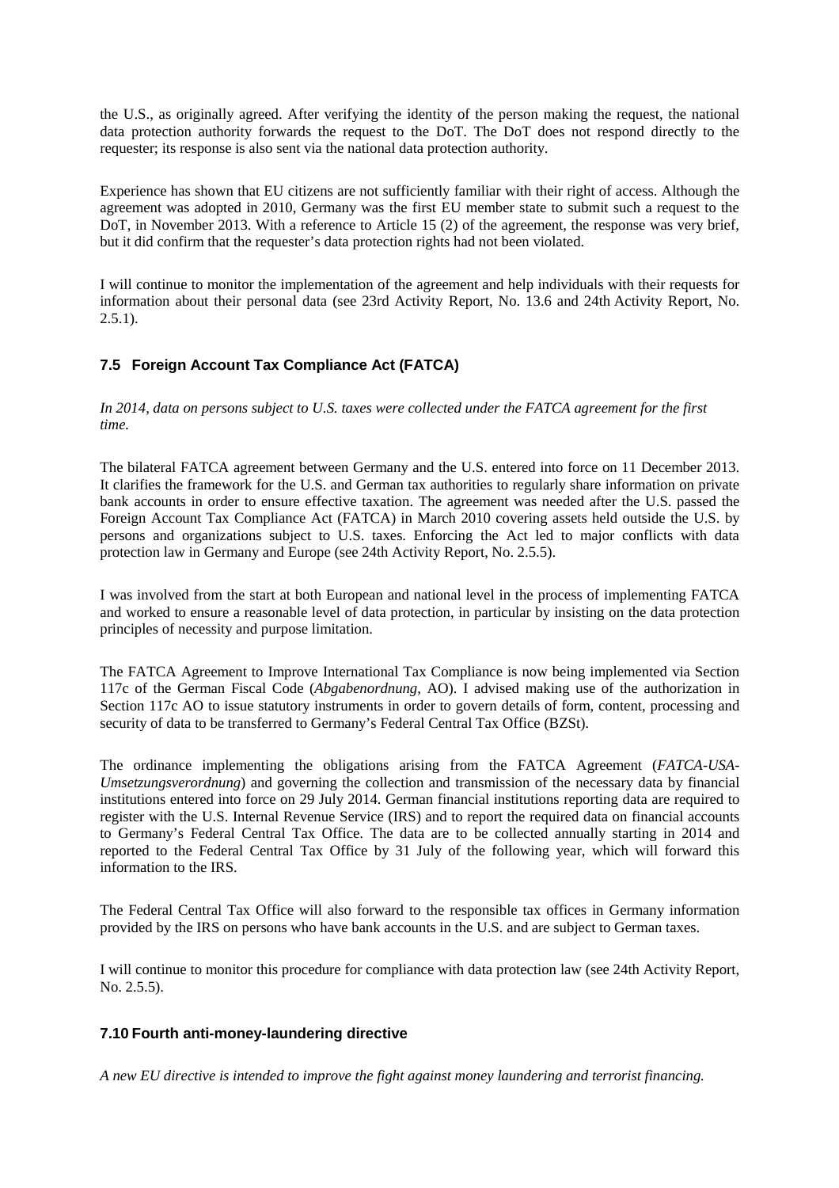the U.S., as originally agreed. After verifying the identity of the person making the request, the national data protection authority forwards the request to the DoT. The DoT does not respond directly to the requester; its response is also sent via the national data protection authority.

Experience has shown that EU citizens are not sufficiently familiar with their right of access. Although the agreement was adopted in 2010, Germany was the first EU member state to submit such a request to the DoT, in November 2013. With a reference to Article 15 (2) of the agreement, the response was very brief, but it did confirm that the requester's data protection rights had not been violated.

I will continue to monitor the implementation of the agreement and help individuals with their requests for information about their personal data (see 23rd Activity Report, No. 13.6 and 24th Activity Report, No. 2.5.1).

### 7.5 Foreign Account Tax Compliance Act (FATCA)

*In 2014, data on persons subject to U.S. taxes were collected under the FATCA agreement for the first time.*

The bilateral FATCA agreement between Germany and the U.S. entered into force on 11 December 2013. It clarifies the framework for the U.S. and German tax authorities to regularly share information on private bank accounts in order to ensure effective taxation. The agreement was needed after the U.S. passed the Foreign Account Tax Compliance Act (FATCA) in March 2010 covering assets held outside the U.S. by persons and organizations subject to U.S. taxes. Enforcing the Act led to major conflicts with data protection law in Germany and Europe (see 24th Activity Report, No. 2.5.5).

I was involved from the start at both European and national level in the process of implementing FATCA and worked to ensure a reasonable level of data protection, in particular by insisting on the data protection principles of necessity and purpose limitation.

The FATCA Agreement to Improve International Tax Compliance is now being implemented via Section 117c of the German Fiscal Code (*Abgabenordnung*, AO). I advised making use of the authorization in Section 117c AO to issue statutory instruments in order to govern details of form, content, processing and security of data to be transferred to Germany's Federal Central Tax Office (BZSt).

The ordinance implementing the obligations arising from the FATCA Agreement (*FATCA-USA-Umsetzungsverordnung*) and governing the collection and transmission of the necessary data by financial institutions entered into force on 29 July 2014. German financial institutions reporting data are required to register with the U.S. Internal Revenue Service (IRS) and to report the required data on financial accounts to Germany's Federal Central Tax Office. The data are to be collected annually starting in 2014 and reported to the Federal Central Tax Office by 31 July of the following year, which will forward this information to the IRS.

The Federal Central Tax Office will also forward to the responsible tax offices in Germany information provided by the IRS on persons who have bank accounts in the U.S. and are subject to German taxes.

I will continue to monitor this procedure for compliance with data protection law (see 24th Activity Report, No. 2.5.5).

### 7.10 Fourth anti-money-laundering directive

*A new EU directive is intended to improve the fight against money laundering and terrorist financing.*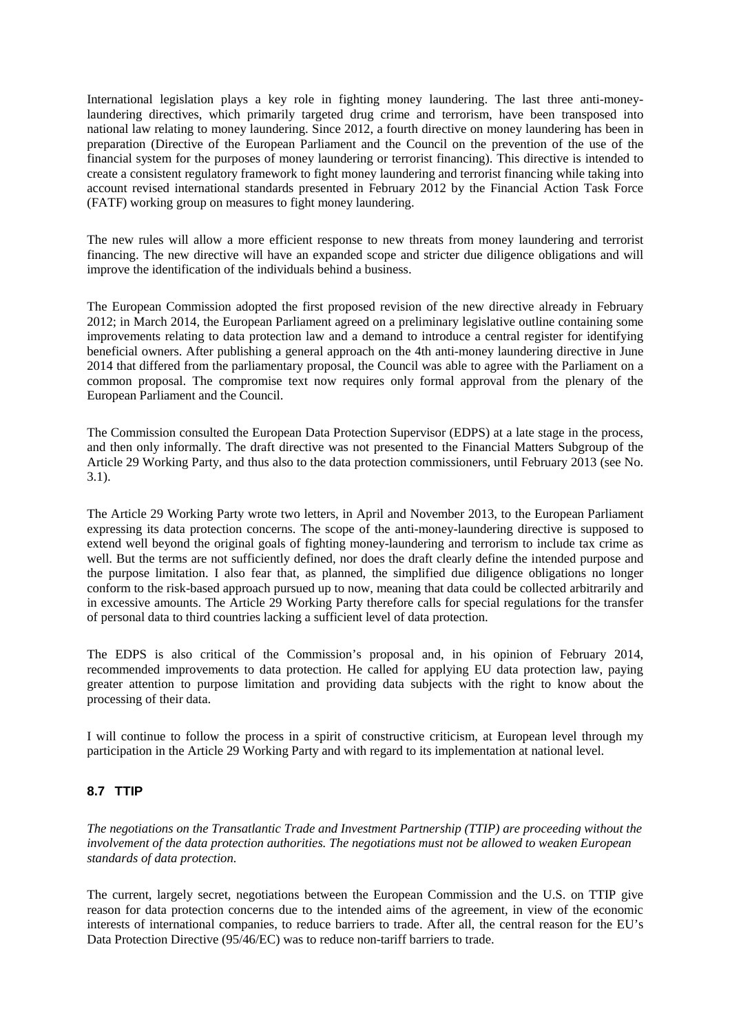International legislation plays a key role in fighting money laundering. The last three anti-money-laundering directives, which primarily targeted drug crime and terrorism, have been transposed into national law relating to money laundering. Since 2012, a fourth directive on money laundering has been in preparation (Directive of the European Parliament and the Council on the prevention of the use of the financial system for the purposes of money laundering or terrorist financing). This directive is intended to create a consistent regulatory framework to fight money laundering and terrorist financing while taking into account revised international standards presented in February 2012 by the Financial Action Task Force (FATF) working group on measures to fight money laundering.

The new rules will allow a more efficient response to new threats from money laundering and terrorist financing. The new directive will have an expanded scope and stricter due diligence obligations and will improve the identification of the individuals behind a business.

The European Commission adopted the first proposed revision of the new directive already in February 2012; in March 2014, the European Parliament agreed on a preliminary legislative outline containing some improvements relating to data protection law and a demand to introduce a central register for identifying beneficial owners. After publishing a general approach on the 4th anti-money laundering directive in June 2014 that differed from the parliamentary proposal, the Council was able to agree with the Parliament on a common proposal. The compromise text now requires only formal approval from the plenary of the European Parliament and the Council.

The Commission consulted the European Data Protection Supervisor (EDPS) at a late stage in the process, and then only informally. The draft directive was not presented to the Financial Matters Subgroup of the Article 29 Working Party, and thus also to the data protection commissioners, until February 2013 (see No. 3.1).

The Article 29 Working Party wrote two letters, in April and November 2013, to the European Parliament expressing its data protection concerns. The scope of the anti-money-laundering directive is supposed to extend well beyond the original goals of fighting money-laundering and terrorism to include tax crime as well. But the terms are not sufficiently defined, nor does the draft clearly define the intended purpose and the purpose limitation. I also fear that, as planned, the simplified due diligence obligations no longer conform to the risk-based approach pursued up to now, meaning that data could be collected arbitrarily and in excessive amounts. The Article 29 Working Party therefore calls for special regulations for the transfer of personal data to third countries lacking a sufficient level of data protection.

The EDPS is also critical of the Commission's proposal and, in his opinion of February 2014, recommended improvements to data protection. He called for applying EU data protection law, paying greater attention to purpose limitation and providing data subjects with the right to know about the processing of their data.

I will continue to follow the process in a spirit of constructive criticism, at European level through my participation in the Article 29 Working Party and with regard to its implementation at national level.

### 8.7 TTIP

*The negotiations on the Transatlantic Trade and Investment Partnership (TTIP) are proceeding without the involvement of the data protection authorities. The negotiations must not be allowed to weaken European standards of data protection.*

The current, largely secret, negotiations between the European Commission and the U.S. on TTIP give reason for data protection concerns due to the intended aims of the agreement, in view of the economic interests of international companies, to reduce barriers to trade. After all, the central reason for the EU's Data Protection Directive (95/46/EC) was to reduce non-tariff barriers to trade.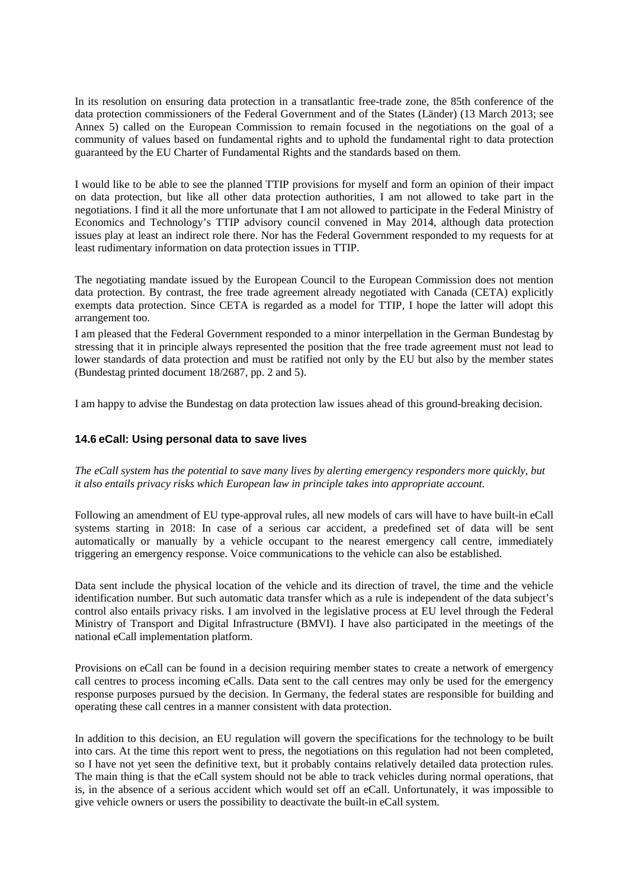In its resolution on ensuring data protection in a transatlantic free-trade zone, the 85th conference of the data protection commissioners of the Federal Government and of the States (Länder) (13 March 2013; see Annex 5) called on the European Commission to remain focused in the negotiations on the goal of a community of values based on fundamental rights and to uphold the fundamental right to data protection guaranteed by the EU Charter of Fundamental Rights and the standards based on them.

I would like to be able to see the planned TTIP provisions for myself and form an opinion of their impact on data protection, but like all other data protection authorities, I am not allowed to take part in the negotiations. I find it all the more unfortunate that I am not allowed to participate in the Federal Ministry of Economics and Technology's TTIP advisory council convened in May 2014, although data protection issues play at least an indirect role there. Nor has the Federal Government responded to my requests for at least rudimentary information on data protection issues in TTIP.

The negotiating mandate issued by the European Council to the European Commission does not mention data protection. By contrast, the free trade agreement already negotiated with Canada (CETA) explicitly exempts data protection. Since CETA is regarded as a model for TTIP, I hope the latter will adopt this arrangement too.

I am pleased that the Federal Government responded to a minor interpellation in the German Bundestag by stressing that it in principle always represented the position that the free trade agreement must not lead to lower standards of data protection and must be ratified not only by the EU but also by the member states (Bundestag printed document 18/2687, pp. 2 and 5).

I am happy to advise the Bundestag on data protection law issues ahead of this ground-breaking decision.

### 14.6 eCall: Using personal data to save lives

*The eCall system has the potential to save many lives by alerting emergency responders more quickly, but it also entails privacy risks which European law in principle takes into appropriate account.*

Following an amendment of EU type-approval rules, all new models of cars will have to have built-in eCall systems starting in 2018: In case of a serious car accident, a predefined set of data will be sent automatically or manually by a vehicle occupant to the nearest emergency call centre, immediately triggering an emergency response. Voice communications to the vehicle can also be established.

Data sent include the physical location of the vehicle and its direction of travel, the time and the vehicle identification number. But such automatic data transfer which as a rule is independent of the data subject's control also entails privacy risks. I am involved in the legislative process at EU level through the Federal Ministry of Transport and Digital Infrastructure (BMVI). I have also participated in the meetings of the national eCall implementation platform.

Provisions on eCall can be found in a decision requiring member states to create a network of emergency call centres to process incoming eCalls. Data sent to the call centres may only be used for the emergency response purposes pursued by the decision. In Germany, the federal states are responsible for building and operating these call centres in a manner consistent with data protection.

In addition to this decision, an EU regulation will govern the specifications for the technology to be built into cars. At the time this report went to press, the negotiations on this regulation had not been completed, so I have not yet seen the definitive text, but it probably contains relatively detailed data protection rules. The main thing is that the eCall system should not be able to track vehicles during normal operations, that is, in the absence of a serious accident which would set off an eCall. Unfortunately, it was impossible to give vehicle owners or users the possibility to deactivate the built-in eCall system.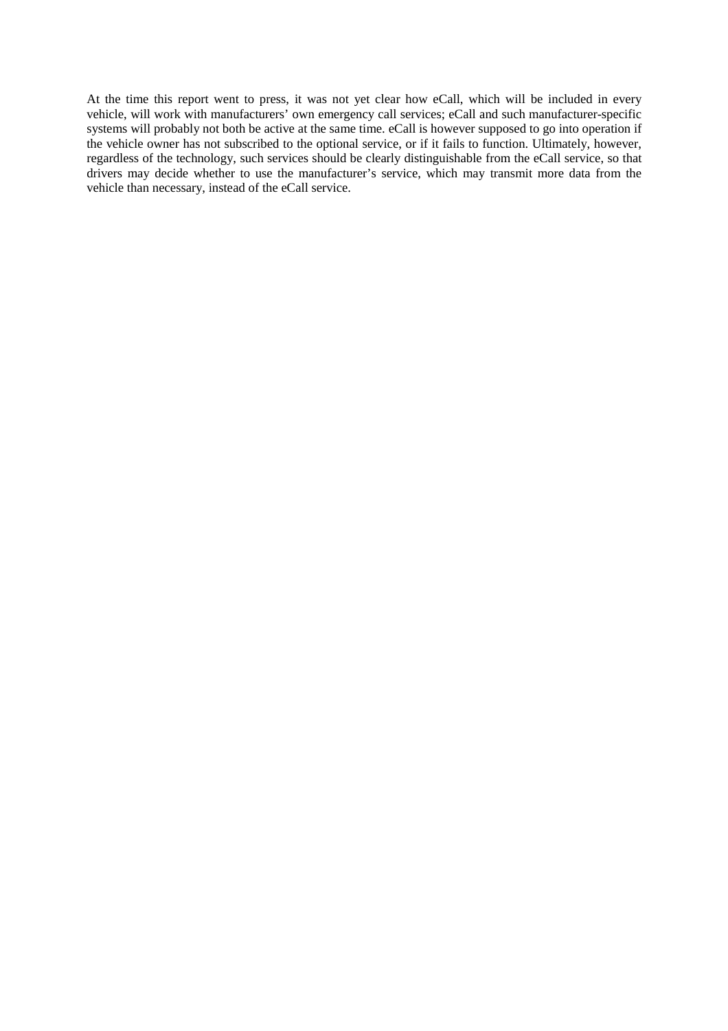At the time this report went to press, it was not yet clear how eCall, which will be included in every vehicle, will work with manufacturers' own emergency call services; eCall and such manufacturer-specific systems will probably not both be active at the same time. eCall is however supposed to go into operation if the vehicle owner has not subscribed to the optional service, or if it fails to function. Ultimately, however, regardless of the technology, such services should be clearly distinguishable from the eCall service, so that drivers may decide whether to use the manufacturer's service, which may transmit more data from the vehicle than necessary, instead of the eCall service.